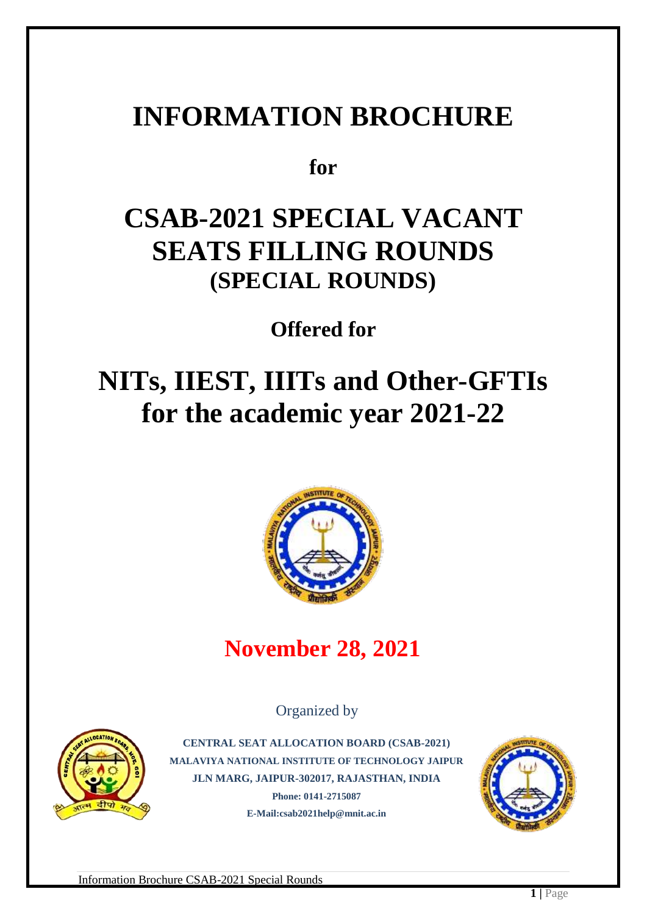# INFORMATION BROCHURE

**for**

# CSAB-2021 SPECIAL VACANT SEATS FILLING ROUNDS
## (SPECIAL ROUNDS)

**Offered for**

# NITs, IIEST, IIITs and Other-GFTIs for the academic year 2021-22

## November 28, 2021

Organized by

**CENTRAL SEAT ALLOCATION BOARD (CSAB-2021)**
**MALAVIYA NATIONAL INSTITUTE OF TECHNOLOGY JAIPUR**
**JLN MARG, JAIPUR-302017, RAJASTHAN, INDIA**
**Phone: 0141-2715087**
**E-Mail:csab2021help@mnit.ac.in**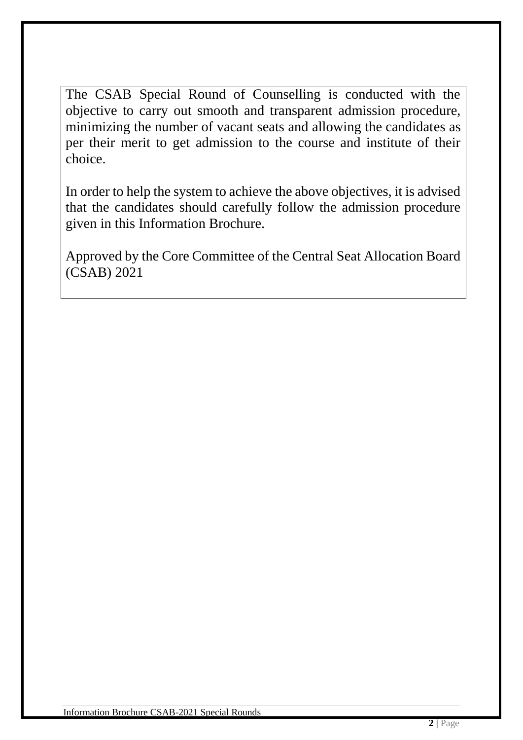The CSAB Special Round of Counselling is conducted with the objective to carry out smooth and transparent admission procedure, minimizing the number of vacant seats and allowing the candidates as per their merit to get admission to the course and institute of their choice.

In order to help the system to achieve the above objectives, it is advised that the candidates should carefully follow the admission procedure given in this Information Brochure.

Approved by the Core Committee of the Central Seat Allocation Board (CSAB) 2021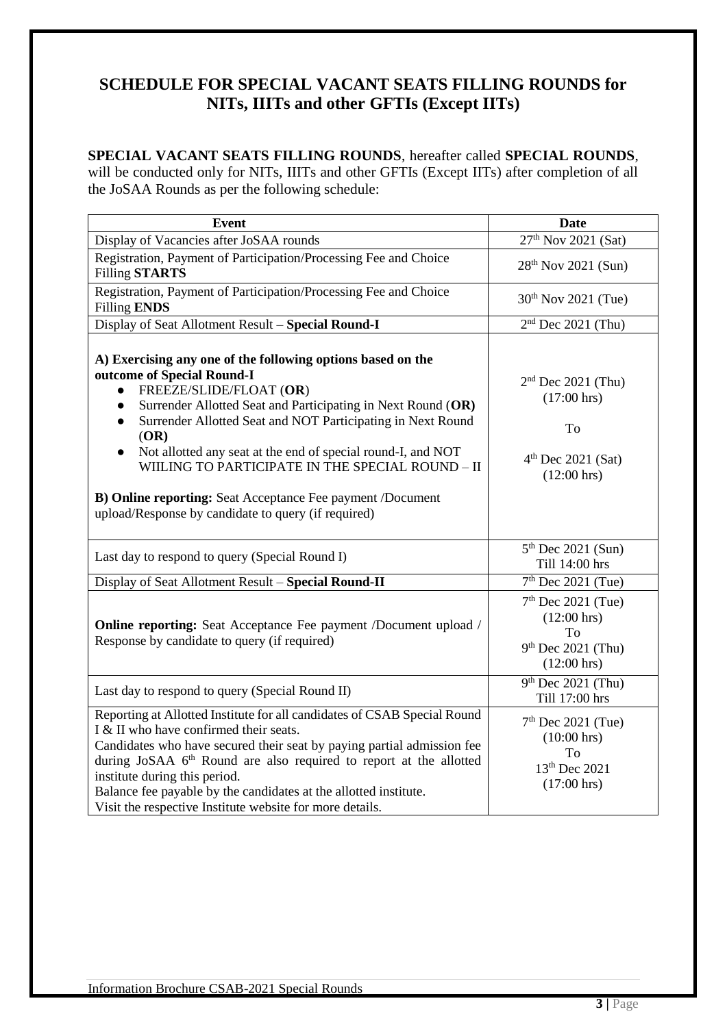## SCHEDULE FOR SPECIAL VACANT SEATS FILLING ROUNDS for NITs, IIITs and other GFTIs (Except IITs)

**SPECIAL VACANT SEATS FILLING ROUNDS**, hereafter called **SPECIAL ROUNDS**, will be conducted only for NITs, IIITs and other GFTIs (Except IITs) after completion of all the JoSAA Rounds as per the following schedule:

| Event | Date |
|---|---|
| Display of Vacancies after JoSAA rounds | 27th Nov 2021 (Sat) |
| Registration, Payment of Participation/Processing Fee and Choice Filling **STARTS** | 28th Nov 2021 (Sun) |
| Registration, Payment of Participation/Processing Fee and Choice Filling **ENDS** | 30th Nov 2021 (Tue) |
| Display of Seat Allotment Result – **Special Round-I** | 2nd Dec 2021 (Thu) |
| **A) Exercising any one of the following options based on the outcome of Special Round-I**<br>● FREEZE/SLIDE/FLOAT (**OR**)<br>● Surrender Allotted Seat and Participating in Next Round (**OR)**<br>● Surrender Allotted Seat and NOT Participating in Next Round (**OR)**<br>● Not allotted any seat at the end of special round-I, and NOT WIILING TO PARTICIPATE IN THE SPECIAL ROUND – II<br><br>**B) Online reporting:** Seat Acceptance Fee payment /Document upload/Response by candidate to query (if required) | 2nd Dec 2021 (Thu) (17:00 hrs)<br>To<br>4th Dec 2021 (Sat) (12:00 hrs) |
| Last day to respond to query (Special Round I) | 5th Dec 2021 (Sun) Till 14:00 hrs |
| Display of Seat Allotment Result – **Special Round-II** | 7th Dec 2021 (Tue) |
| **Online reporting:** Seat Acceptance Fee payment /Document upload / Response by candidate to query (if required) | 7th Dec 2021 (Tue) (12:00 hrs)<br>To<br>9th Dec 2021 (Thu) (12:00 hrs) |
| Last day to respond to query (Special Round II) | 9th Dec 2021 (Thu) Till 17:00 hrs |
| Reporting at Allotted Institute for all candidates of CSAB Special Round I & II who have confirmed their seats.<br>Candidates who have secured their seat by paying partial admission fee during JoSAA 6th Round are also required to report at the allotted institute during this period.<br>Balance fee payable by the candidates at the allotted institute.<br>Visit the respective Institute website for more details. | 7th Dec 2021 (Tue) (10:00 hrs)<br>To<br>13th Dec 2021 (17:00 hrs) |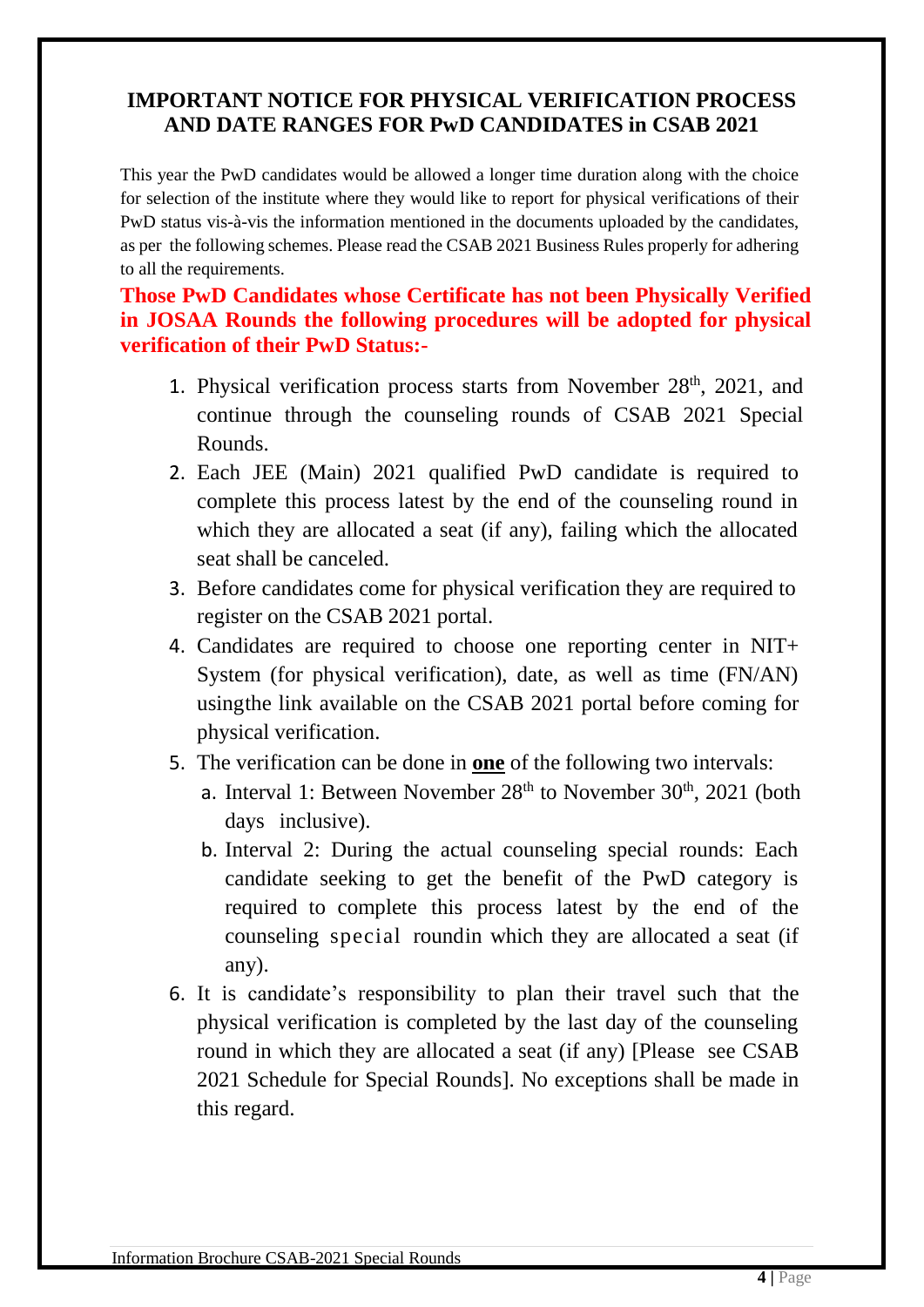## IMPORTANT NOTICE FOR PHYSICAL VERIFICATION PROCESS AND DATE RANGES FOR PwD CANDIDATES in CSAB 2021

This year the PwD candidates would be allowed a longer time duration along with the choice for selection of the institute where they would like to report for physical verifications of their PwD status vis-à-vis the information mentioned in the documents uploaded by the candidates, as per the following schemes. Please read the CSAB 2021 Business Rules properly for adhering to all the requirements.

**Those PwD Candidates whose Certificate has not been Physically Verified in JOSAA Rounds the following procedures will be adopted for physical verification of their PwD Status:-**

1. Physical verification process starts from November 28th, 2021, and continue through the counseling rounds of CSAB 2021 Special Rounds.
2. Each JEE (Main) 2021 qualified PwD candidate is required to complete this process latest by the end of the counseling round in which they are allocated a seat (if any), failing which the allocated seat shall be canceled.
3. Before candidates come for physical verification they are required to register on the CSAB 2021 portal.
4. Candidates are required to choose one reporting center in NIT+ System (for physical verification), date, as well as time (FN/AN) usingthe link available on the CSAB 2021 portal before coming for physical verification.
5. The verification can be done in **one** of the following two intervals:
   a. Interval 1: Between November 28th to November 30th, 2021 (both days inclusive).
   b. Interval 2: During the actual counseling special rounds: Each candidate seeking to get the benefit of the PwD category is required to complete this process latest by the end of the counseling special roundin which they are allocated a seat (if any).
6. It is candidate's responsibility to plan their travel such that the physical verification is completed by the last day of the counseling round in which they are allocated a seat (if any) [Please see CSAB 2021 Schedule for Special Rounds]. No exceptions shall be made in this regard.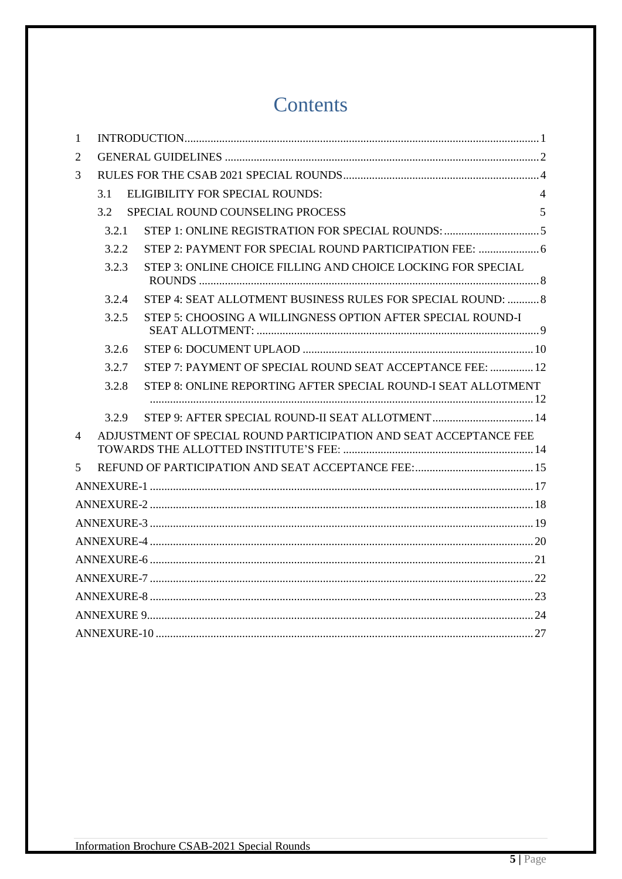# Contents

1 INTRODUCTION........................................................................................................................1

2 GENERAL GUIDELINES ..........................................................................................................2

3 RULES FOR THE CSAB 2021 SPECIAL ROUNDS..................................................................4

- 3.1 ELIGIBILITY FOR SPECIAL ROUNDS: 4
- 3.2 SPECIAL ROUND COUNSELING PROCESS 5
  - 3.2.1 STEP 1: ONLINE REGISTRATION FOR SPECIAL ROUNDS: ................................5
  - 3.2.2 STEP 2: PAYMENT FOR SPECIAL ROUND PARTICIPATION FEE: ....................6
  - 3.2.3 STEP 3: ONLINE CHOICE FILLING AND CHOICE LOCKING FOR SPECIAL ROUNDS ....................................................................................................................8
  - 3.2.4 STEP 4: SEAT ALLOTMENT BUSINESS RULES FOR SPECIAL ROUND: ...........8
  - 3.2.5 STEP 5: CHOOSING A WILLINGNESS OPTION AFTER SPECIAL ROUND-I SEAT ALLOTMENT: .................................................................................................9
  - 3.2.6 STEP 6: DOCUMENT UPLAOD ...............................................................................10
  - 3.2.7 STEP 7: PAYMENT OF SPECIAL ROUND SEAT ACCEPTANCE FEE: ...............12
  - 3.2.8 STEP 8: ONLINE REPORTING AFTER SPECIAL ROUND-I SEAT ALLOTMENT ....................................................................................................................................12
  - 3.2.9 STEP 9: AFTER SPECIAL ROUND-II SEAT ALLOTMENT...................................14

4 ADJUSTMENT OF SPECIAL ROUND PARTICIPATION AND SEAT ACCEPTANCE FEE TOWARDS THE ALLOTTED INSTITUTE'S FEE: ................................................................14

5 REFUND OF PARTICIPATION AND SEAT ACCEPTANCE FEE:.........................................15

ANNEXURE-1 ...................................................................................................................................17

ANNEXURE-2 ...................................................................................................................................18

ANNEXURE-3 ...................................................................................................................................19

ANNEXURE-4 ...................................................................................................................................20

ANNEXURE-6 ...................................................................................................................................21

ANNEXURE-7 ...................................................................................................................................22

ANNEXURE-8 ...................................................................................................................................23

ANNEXURE 9....................................................................................................................................24

ANNEXURE-10 .................................................................................................................................27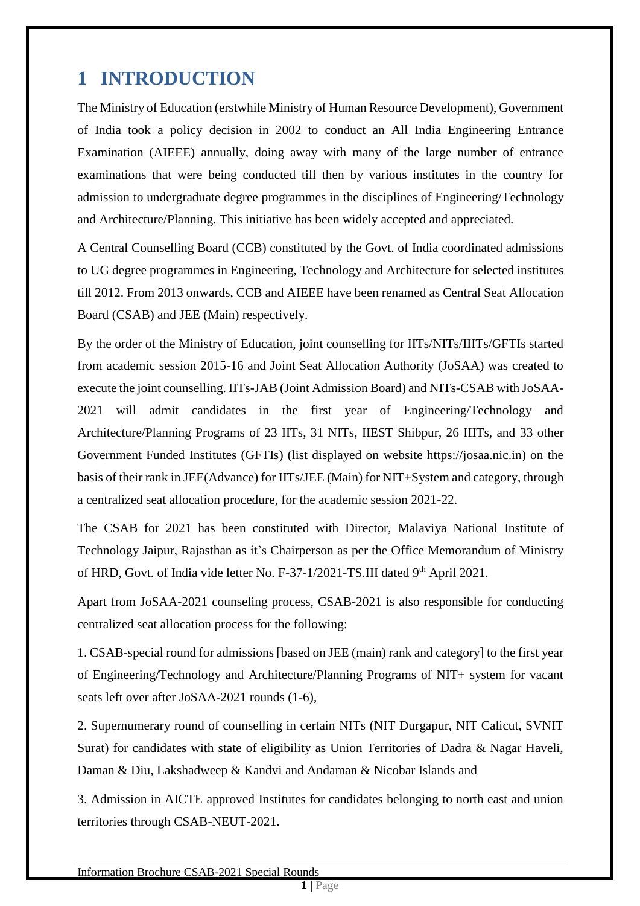# 1 INTRODUCTION

The Ministry of Education (erstwhile Ministry of Human Resource Development), Government of India took a policy decision in 2002 to conduct an All India Engineering Entrance Examination (AIEEE) annually, doing away with many of the large number of entrance examinations that were being conducted till then by various institutes in the country for admission to undergraduate degree programmes in the disciplines of Engineering/Technology and Architecture/Planning. This initiative has been widely accepted and appreciated.

A Central Counselling Board (CCB) constituted by the Govt. of India coordinated admissions to UG degree programmes in Engineering, Technology and Architecture for selected institutes till 2012. From 2013 onwards, CCB and AIEEE have been renamed as Central Seat Allocation Board (CSAB) and JEE (Main) respectively.

By the order of the Ministry of Education, joint counselling for IITs/NITs/IIITs/GFTIs started from academic session 2015-16 and Joint Seat Allocation Authority (JoSAA) was created to execute the joint counselling. IITs-JAB (Joint Admission Board) and NITs-CSAB with JoSAA-2021 will admit candidates in the first year of Engineering/Technology and Architecture/Planning Programs of 23 IITs, 31 NITs, IIEST Shibpur, 26 IIITs, and 33 other Government Funded Institutes (GFTIs) (list displayed on website https://josaa.nic.in) on the basis of their rank in JEE(Advance) for IITs/JEE (Main) for NIT+System and category, through a centralized seat allocation procedure, for the academic session 2021-22.

The CSAB for 2021 has been constituted with Director, Malaviya National Institute of Technology Jaipur, Rajasthan as it's Chairperson as per the Office Memorandum of Ministry of HRD, Govt. of India vide letter No. F-37-1/2021-TS.III dated 9th April 2021.

Apart from JoSAA-2021 counseling process, CSAB-2021 is also responsible for conducting centralized seat allocation process for the following:

1. CSAB-special round for admissions [based on JEE (main) rank and category] to the first year of Engineering/Technology and Architecture/Planning Programs of NIT+ system for vacant seats left over after JoSAA-2021 rounds (1-6),

2. Supernumerary round of counselling in certain NITs (NIT Durgapur, NIT Calicut, SVNIT Surat) for candidates with state of eligibility as Union Territories of Dadra & Nagar Haveli, Daman & Diu, Lakshadweep & Kandvi and Andaman & Nicobar Islands and

3. Admission in AICTE approved Institutes for candidates belonging to north east and union territories through CSAB-NEUT-2021.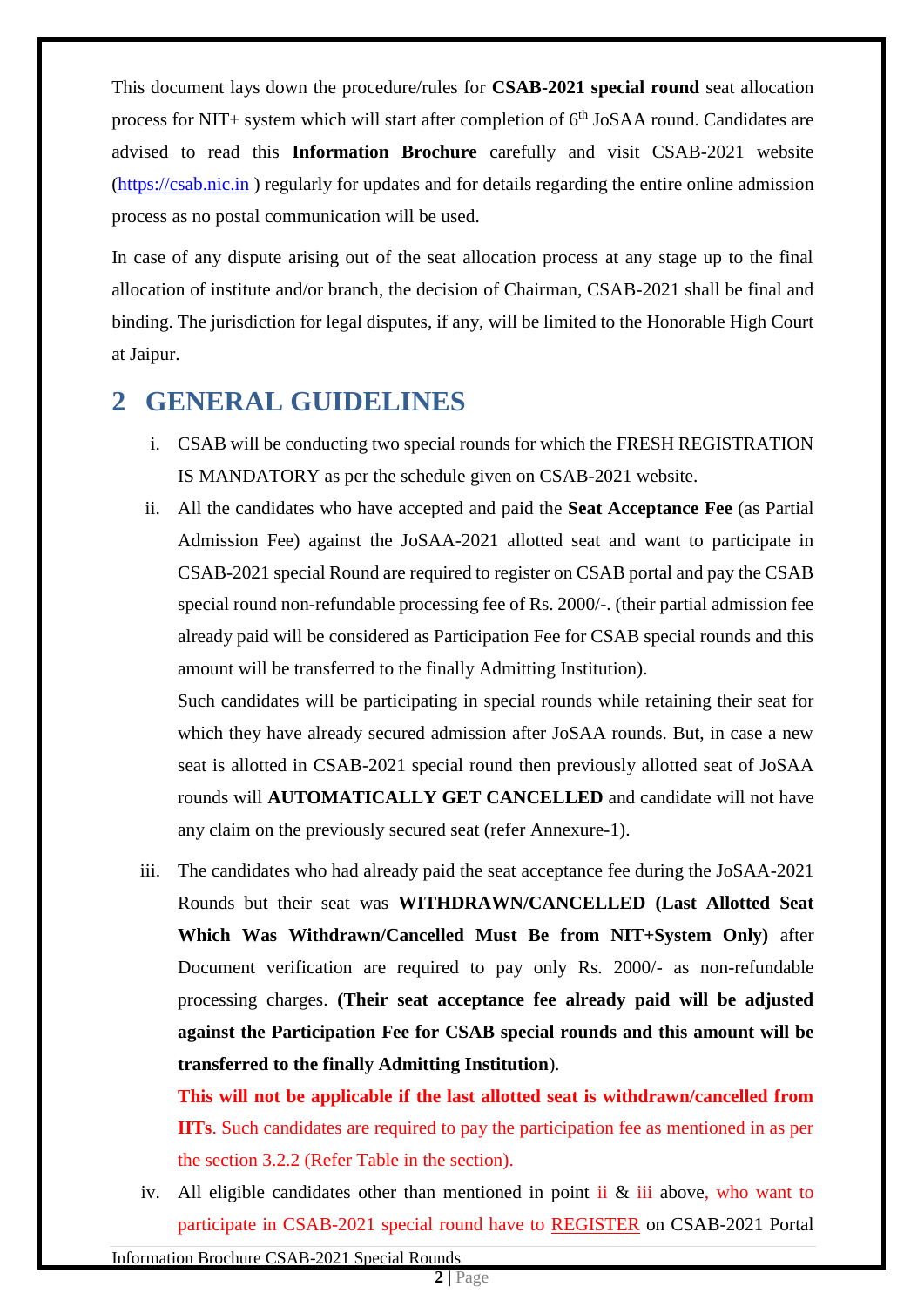This document lays down the procedure/rules for **CSAB-2021 special round** seat allocation process for NIT+ system which will start after completion of 6th JoSAA round. Candidates are advised to read this **Information Brochure** carefully and visit CSAB-2021 website (https://csab.nic.in ) regularly for updates and for details regarding the entire online admission process as no postal communication will be used.

In case of any dispute arising out of the seat allocation process at any stage up to the final allocation of institute and/or branch, the decision of Chairman, CSAB-2021 shall be final and binding. The jurisdiction for legal disputes, if any, will be limited to the Honorable High Court at Jaipur.

# 2 GENERAL GUIDELINES

i. CSAB will be conducting two special rounds for which the FRESH REGISTRATION IS MANDATORY as per the schedule given on CSAB-2021 website.

ii. All the candidates who have accepted and paid the **Seat Acceptance Fee** (as Partial Admission Fee) against the JoSAA-2021 allotted seat and want to participate in CSAB-2021 special Round are required to register on CSAB portal and pay the CSAB special round non-refundable processing fee of Rs. 2000/-. (their partial admission fee already paid will be considered as Participation Fee for CSAB special rounds and this amount will be transferred to the finally Admitting Institution).

   Such candidates will be participating in special rounds while retaining their seat for which they have already secured admission after JoSAA rounds. But, in case a new seat is allotted in CSAB-2021 special round then previously allotted seat of JoSAA rounds will **AUTOMATICALLY GET CANCELLED** and candidate will not have any claim on the previously secured seat (refer Annexure-1).

iii. The candidates who had already paid the seat acceptance fee during the JoSAA-2021 Rounds but their seat was **WITHDRAWN/CANCELLED (Last Allotted Seat Which Was Withdrawn/Cancelled Must Be from NIT+System Only)** after Document verification are required to pay only Rs. 2000/- as non-refundable processing charges. **(Their seat acceptance fee already paid will be adjusted against the Participation Fee for CSAB special rounds and this amount will be transferred to the finally Admitting Institution**).

   **This will not be applicable if the last allotted seat is withdrawn/cancelled from IITs**. Such candidates are required to pay the participation fee as mentioned in as per the section 3.2.2 (Refer Table in the section).

iv. All eligible candidates other than mentioned in point ii & iii above, who want to participate in CSAB-2021 special round have to REGISTER on CSAB-2021 Portal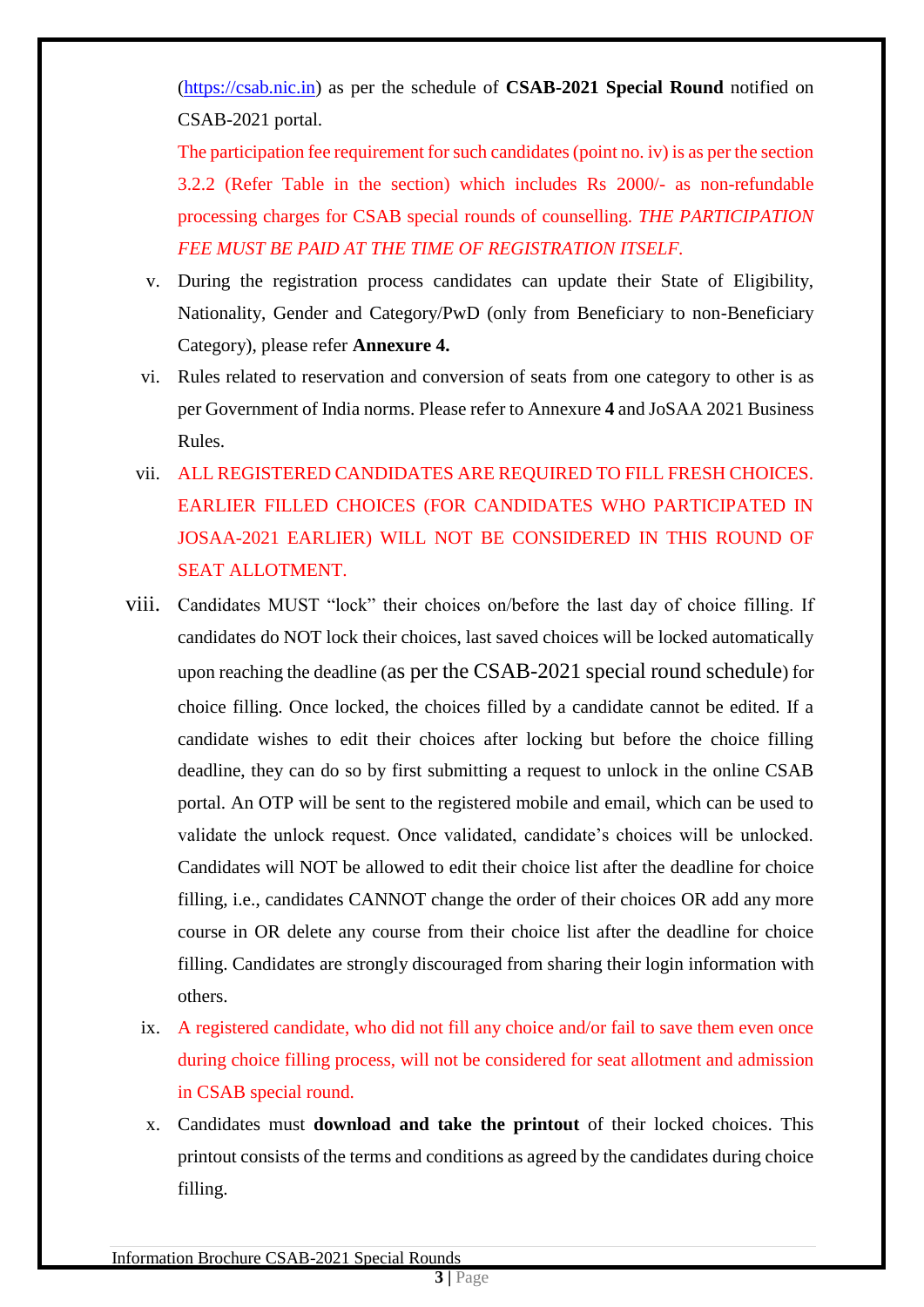(https://csab.nic.in) as per the schedule of **CSAB-2021 Special Round** notified on CSAB-2021 portal.

The participation fee requirement for such candidates (point no. iv) is as per the section 3.2.2 (Refer Table in the section) which includes Rs 2000/- as non-refundable processing charges for CSAB special rounds of counselling. *THE PARTICIPATION FEE MUST BE PAID AT THE TIME OF REGISTRATION ITSELF.*

v. During the registration process candidates can update their State of Eligibility, Nationality, Gender and Category/PwD (only from Beneficiary to non-Beneficiary Category), please refer **Annexure 4.**

vi. Rules related to reservation and conversion of seats from one category to other is as per Government of India norms. Please refer to Annexure **4** and JoSAA 2021 Business Rules.

vii. ALL REGISTERED CANDIDATES ARE REQUIRED TO FILL FRESH CHOICES. EARLIER FILLED CHOICES (FOR CANDIDATES WHO PARTICIPATED IN JOSAA-2021 EARLIER) WILL NOT BE CONSIDERED IN THIS ROUND OF SEAT ALLOTMENT.

viii. Candidates MUST "lock" their choices on/before the last day of choice filling. If candidates do NOT lock their choices, last saved choices will be locked automatically upon reaching the deadline (as per the CSAB-2021 special round schedule) for choice filling. Once locked, the choices filled by a candidate cannot be edited. If a candidate wishes to edit their choices after locking but before the choice filling deadline, they can do so by first submitting a request to unlock in the online CSAB portal. An OTP will be sent to the registered mobile and email, which can be used to validate the unlock request. Once validated, candidate's choices will be unlocked. Candidates will NOT be allowed to edit their choice list after the deadline for choice filling, i.e., candidates CANNOT change the order of their choices OR add any more course in OR delete any course from their choice list after the deadline for choice filling. Candidates are strongly discouraged from sharing their login information with others.

ix. A registered candidate, who did not fill any choice and/or fail to save them even once during choice filling process, will not be considered for seat allotment and admission in CSAB special round.

x. Candidates must **download and take the printout** of their locked choices. This printout consists of the terms and conditions as agreed by the candidates during choice filling.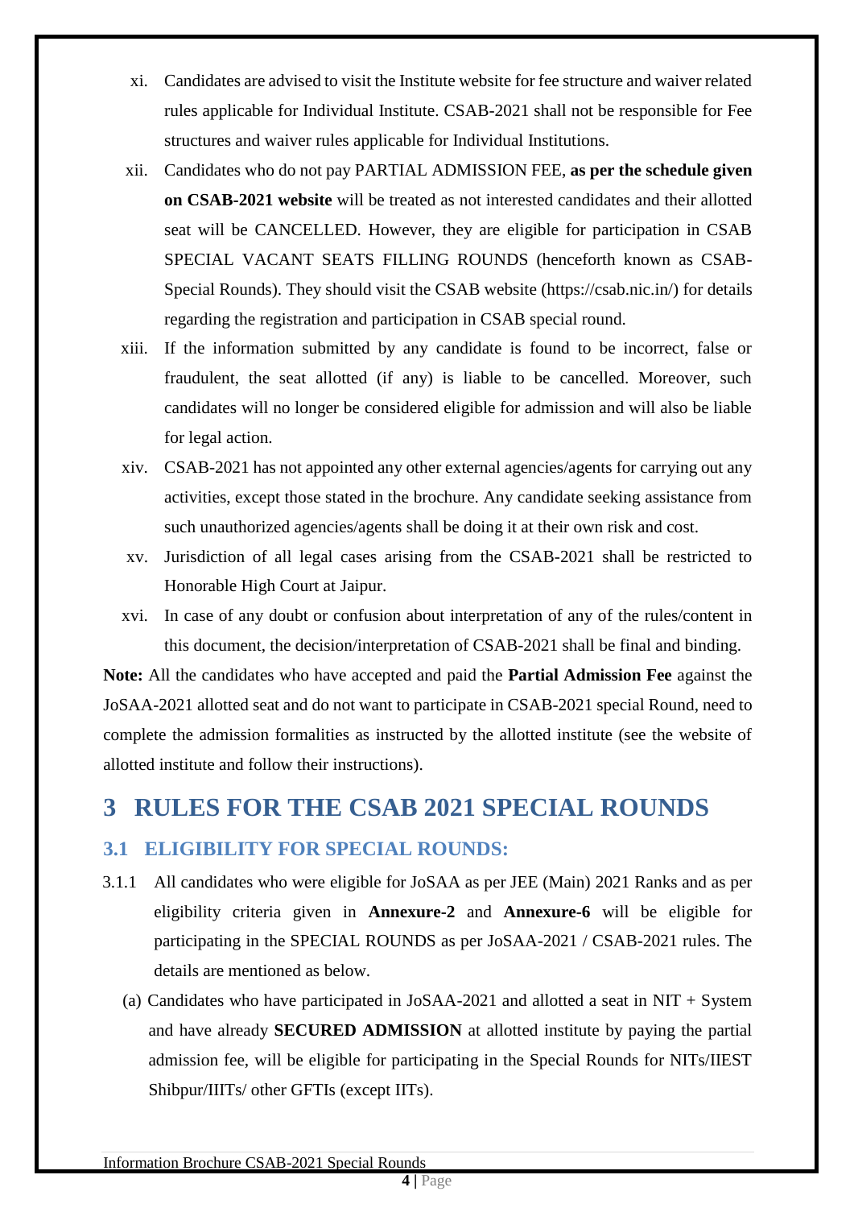xi. Candidates are advised to visit the Institute website for fee structure and waiver related rules applicable for Individual Institute. CSAB-2021 shall not be responsible for Fee structures and waiver rules applicable for Individual Institutions.

xii. Candidates who do not pay PARTIAL ADMISSION FEE, **as per the schedule given on CSAB-2021 website** will be treated as not interested candidates and their allotted seat will be CANCELLED. However, they are eligible for participation in CSAB SPECIAL VACANT SEATS FILLING ROUNDS (henceforth known as CSAB-Special Rounds). They should visit the CSAB website (https://csab.nic.in/) for details regarding the registration and participation in CSAB special round.

xiii. If the information submitted by any candidate is found to be incorrect, false or fraudulent, the seat allotted (if any) is liable to be cancelled. Moreover, such candidates will no longer be considered eligible for admission and will also be liable for legal action.

xiv. CSAB-2021 has not appointed any other external agencies/agents for carrying out any activities, except those stated in the brochure. Any candidate seeking assistance from such unauthorized agencies/agents shall be doing it at their own risk and cost.

xv. Jurisdiction of all legal cases arising from the CSAB-2021 shall be restricted to Honorable High Court at Jaipur.

xvi. In case of any doubt or confusion about interpretation of any of the rules/content in this document, the decision/interpretation of CSAB-2021 shall be final and binding.

**Note:** All the candidates who have accepted and paid the **Partial Admission Fee** against the JoSAA-2021 allotted seat and do not want to participate in CSAB-2021 special Round, need to complete the admission formalities as instructed by the allotted institute (see the website of allotted institute and follow their instructions).

# 3 RULES FOR THE CSAB 2021 SPECIAL ROUNDS

## 3.1 ELIGIBILITY FOR SPECIAL ROUNDS:

3.1.1 All candidates who were eligible for JoSAA as per JEE (Main) 2021 Ranks and as per eligibility criteria given in **Annexure-2** and **Annexure-6** will be eligible for participating in the SPECIAL ROUNDS as per JoSAA-2021 / CSAB-2021 rules. The details are mentioned as below.

(a) Candidates who have participated in JoSAA-2021 and allotted a seat in NIT + System and have already **SECURED ADMISSION** at allotted institute by paying the partial admission fee, will be eligible for participating in the Special Rounds for NITs/IIEST Shibpur/IIITs/ other GFTIs (except IITs).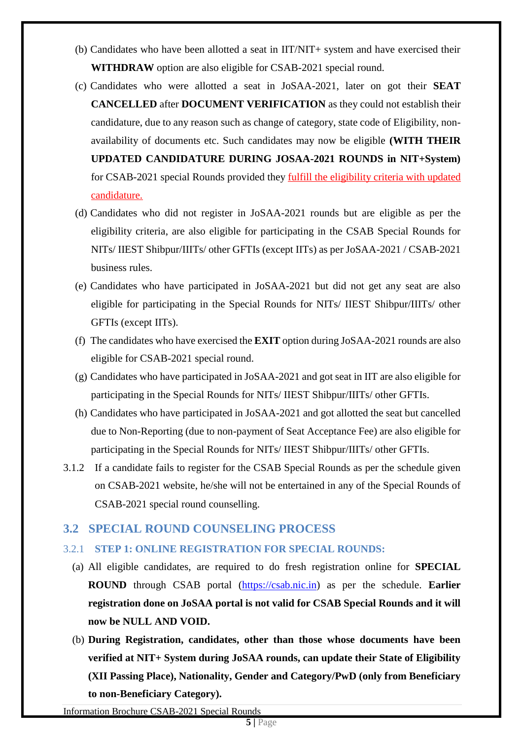(b) Candidates who have been allotted a seat in IIT/NIT+ system and have exercised their **WITHDRAW** option are also eligible for CSAB-2021 special round.

(c) Candidates who were allotted a seat in JoSAA-2021, later on got their **SEAT CANCELLED** after **DOCUMENT VERIFICATION** as they could not establish their candidature, due to any reason such as change of category, state code of Eligibility, non-availability of documents etc. Such candidates may now be eligible **(WITH THEIR UPDATED CANDIDATURE DURING JOSAA-2021 ROUNDS in NIT+System)** for CSAB-2021 special Rounds provided they fulfill the eligibility criteria with updated candidature.

(d) Candidates who did not register in JoSAA-2021 rounds but are eligible as per the eligibility criteria, are also eligible for participating in the CSAB Special Rounds for NITs/ IIEST Shibpur/IIITs/ other GFTIs (except IITs) as per JoSAA-2021 / CSAB-2021 business rules.

(e) Candidates who have participated in JoSAA-2021 but did not get any seat are also eligible for participating in the Special Rounds for NITs/ IIEST Shibpur/IIITs/ other GFTIs (except IITs).

(f) The candidates who have exercised the **EXIT** option during JoSAA-2021 rounds are also eligible for CSAB-2021 special round.

(g) Candidates who have participated in JoSAA-2021 and got seat in IIT are also eligible for participating in the Special Rounds for NITs/ IIEST Shibpur/IIITs/ other GFTIs.

(h) Candidates who have participated in JoSAA-2021 and got allotted the seat but cancelled due to Non-Reporting (due to non-payment of Seat Acceptance Fee) are also eligible for participating in the Special Rounds for NITs/ IIEST Shibpur/IIITs/ other GFTIs.

3.1.2 If a candidate fails to register for the CSAB Special Rounds as per the schedule given on CSAB-2021 website, he/she will not be entertained in any of the Special Rounds of CSAB-2021 special round counselling.

## 3.2 SPECIAL ROUND COUNSELING PROCESS

### 3.2.1 STEP 1: ONLINE REGISTRATION FOR SPECIAL ROUNDS:

(a) All eligible candidates, are required to do fresh registration online for **SPECIAL ROUND** through CSAB portal (https://csab.nic.in) as per the schedule. **Earlier registration done on JoSAA portal is not valid for CSAB Special Rounds and it will now be NULL AND VOID.**

(b) **During Registration, candidates, other than those whose documents have been verified at NIT+ System during JoSAA rounds, can update their State of Eligibility (XII Passing Place), Nationality, Gender and Category/PwD (only from Beneficiary to non-Beneficiary Category).**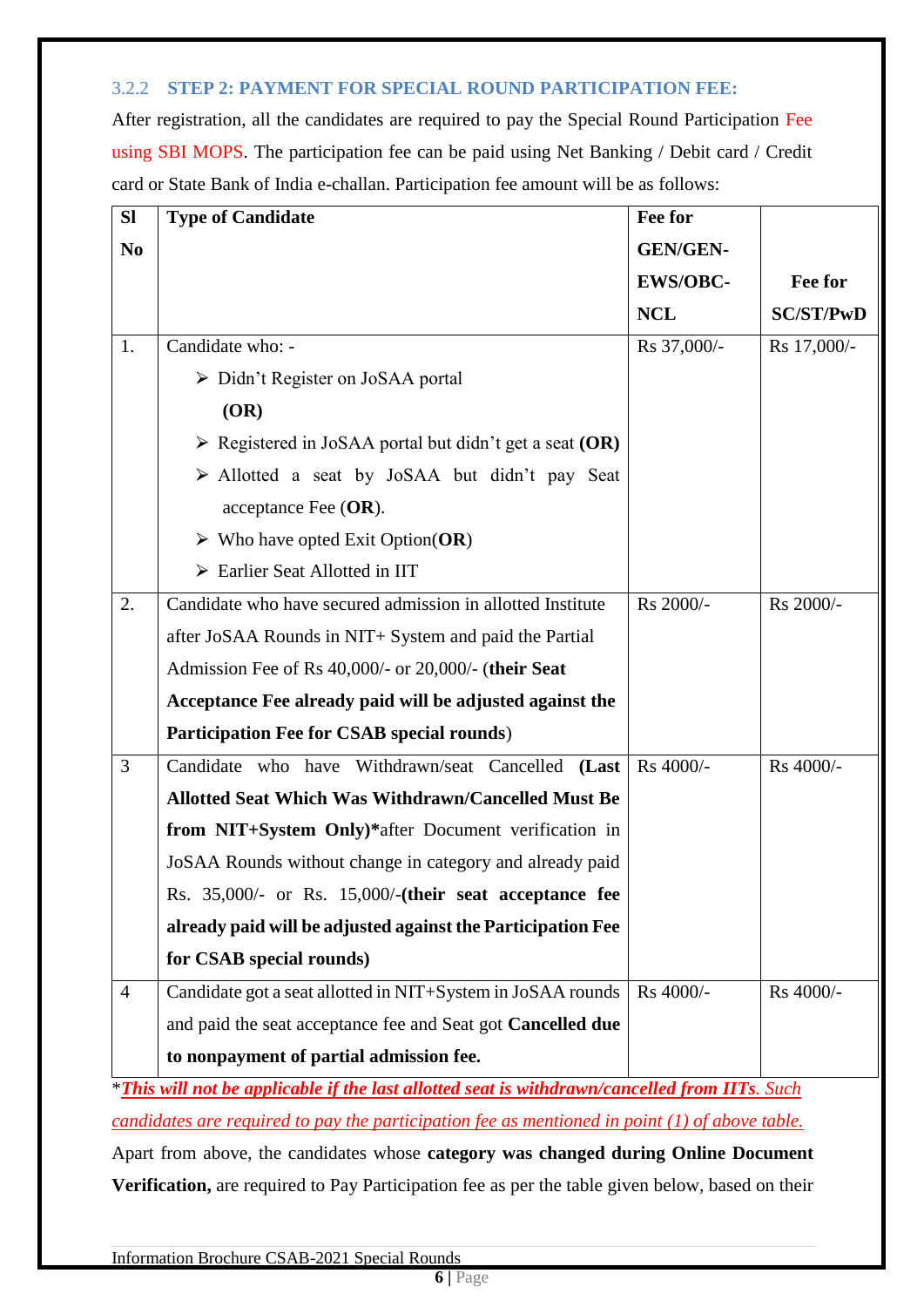### 3.2.2 STEP 2: PAYMENT FOR SPECIAL ROUND PARTICIPATION FEE:

After registration, all the candidates are required to pay the Special Round Participation Fee using SBI MOPS. The participation fee can be paid using Net Banking / Debit card / Credit card or State Bank of India e-challan. Participation fee amount will be as follows:

| Sl No | Type of Candidate | Fee for GEN/GEN-EWS/OBC-NCL | Fee for SC/ST/PwD |
|---|---|---|---|
| 1. | Candidate who: -<br>➢ Didn't Register on JoSAA portal **(OR)**<br>➢ Registered in JoSAA portal but didn't get a seat **(OR)**<br>➢ Allotted a seat by JoSAA but didn't pay Seat acceptance Fee (**OR**).<br>➢ Who have opted Exit Option(**OR**)<br>➢ Earlier Seat Allotted in IIT | Rs 37,000/- | Rs 17,000/- |
| 2. | Candidate who have secured admission in allotted Institute after JoSAA Rounds in NIT+ System and paid the Partial Admission Fee of Rs 40,000/- or 20,000/- (**their Seat Acceptance Fee already paid will be adjusted against the Participation Fee for CSAB special rounds**) | Rs 2000/- | Rs 2000/- |
| 3 | Candidate who have Withdrawn/seat Cancelled **(Last Allotted Seat Which Was Withdrawn/Cancelled Must Be from NIT+System Only)***after Document verification in JoSAA Rounds without change in category and already paid Rs. 35,000/- or Rs. 15,000/-**(their seat acceptance fee already paid will be adjusted against the Participation Fee for CSAB special rounds)** | Rs 4000/- | Rs 4000/- |
| 4 | Candidate got a seat allotted in NIT+System in JoSAA rounds and paid the seat acceptance fee and Seat got **Cancelled due to nonpayment of partial admission fee.** | Rs 4000/- | Rs 4000/- |

****This will not be applicable if the last allotted seat is withdrawn/cancelled from IITs**. Such candidates are required to pay the participation fee as mentioned in point (1) of above table.*

Apart from above, the candidates whose **category was changed during Online Document Verification,** are required to Pay Participation fee as per the table given below, based on their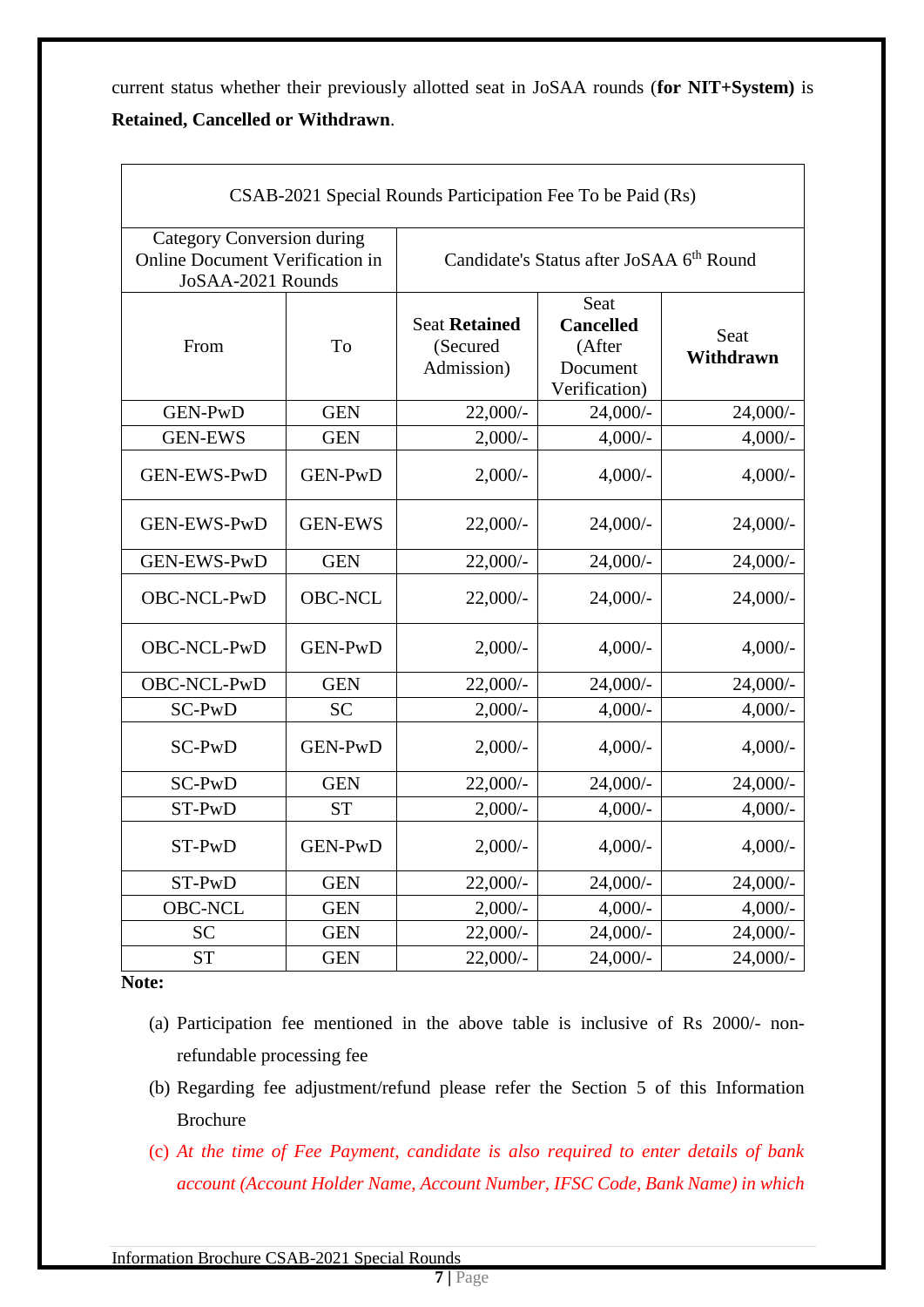current status whether their previously allotted seat in JoSAA rounds (**for NIT+System)** is **Retained, Cancelled or Withdrawn**.

| CSAB-2021 Special Rounds Participation Fee To be Paid (Rs) | | | | |
|---|---|---|---|---|
| Category Conversion during Online Document Verification in JoSAA-2021 Rounds | | Candidate's Status after JoSAA 6th Round | | |
| From | To | Seat **Retained** (Secured Admission) | Seat **Cancelled** (After Document Verification) | Seat **Withdrawn** |
| GEN-PwD | GEN | 22,000/- | 24,000/- | 24,000/- |
| GEN-EWS | GEN | 2,000/- | 4,000/- | 4,000/- |
| GEN-EWS-PwD | GEN-PwD | 2,000/- | 4,000/- | 4,000/- |
| GEN-EWS-PwD | GEN-EWS | 22,000/- | 24,000/- | 24,000/- |
| GEN-EWS-PwD | GEN | 22,000/- | 24,000/- | 24,000/- |
| OBC-NCL-PwD | OBC-NCL | 22,000/- | 24,000/- | 24,000/- |
| OBC-NCL-PwD | GEN-PwD | 2,000/- | 4,000/- | 4,000/- |
| OBC-NCL-PwD | GEN | 22,000/- | 24,000/- | 24,000/- |
| SC-PwD | SC | 2,000/- | 4,000/- | 4,000/- |
| SC-PwD | GEN-PwD | 2,000/- | 4,000/- | 4,000/- |
| SC-PwD | GEN | 22,000/- | 24,000/- | 24,000/- |
| ST-PwD | ST | 2,000/- | 4,000/- | 4,000/- |
| ST-PwD | GEN-PwD | 2,000/- | 4,000/- | 4,000/- |
| ST-PwD | GEN | 22,000/- | 24,000/- | 24,000/- |
| OBC-NCL | GEN | 2,000/- | 4,000/- | 4,000/- |
| SC | GEN | 22,000/- | 24,000/- | 24,000/- |
| ST | GEN | 22,000/- | 24,000/- | 24,000/- |

**Note:**

(a) Participation fee mentioned in the above table is inclusive of Rs 2000/- non-refundable processing fee

(b) Regarding fee adjustment/refund please refer the Section 5 of this Information Brochure

(c) *At the time of Fee Payment, candidate is also required to enter details of bank account (Account Holder Name, Account Number, IFSC Code, Bank Name) in which*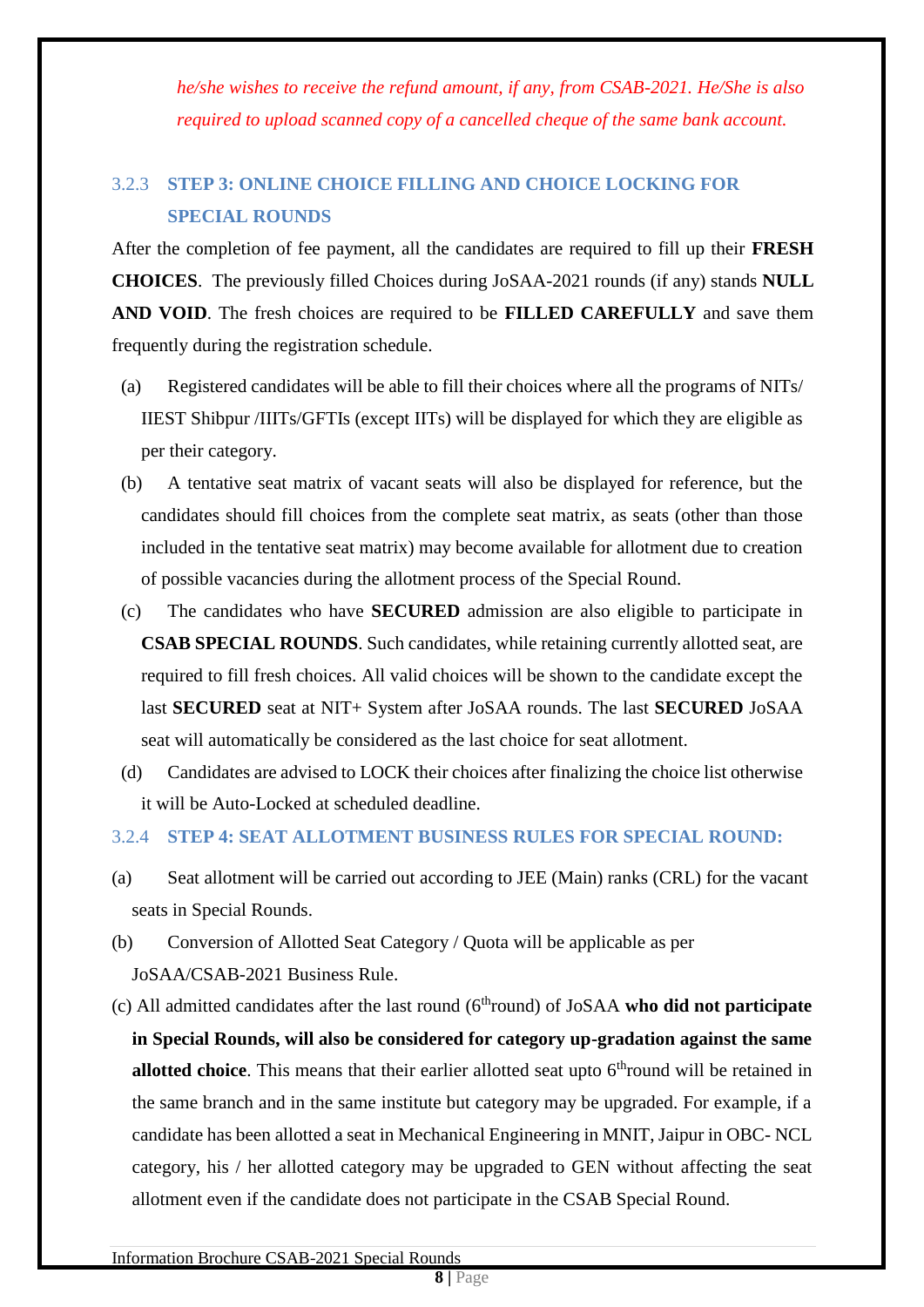*he/she wishes to receive the refund amount, if any, from CSAB-2021. He/She is also required to upload scanned copy of a cancelled cheque of the same bank account.*

### 3.2.3 STEP 3: ONLINE CHOICE FILLING AND CHOICE LOCKING FOR SPECIAL ROUNDS

After the completion of fee payment, all the candidates are required to fill up their **FRESH CHOICES**. The previously filled Choices during JoSAA-2021 rounds (if any) stands **NULL AND VOID**. The fresh choices are required to be **FILLED CAREFULLY** and save them frequently during the registration schedule.

(a) Registered candidates will be able to fill their choices where all the programs of NITs/ IIEST Shibpur /IIITs/GFTIs (except IITs) will be displayed for which they are eligible as per their category.

(b) A tentative seat matrix of vacant seats will also be displayed for reference, but the candidates should fill choices from the complete seat matrix, as seats (other than those included in the tentative seat matrix) may become available for allotment due to creation of possible vacancies during the allotment process of the Special Round.

(c) The candidates who have **SECURED** admission are also eligible to participate in **CSAB SPECIAL ROUNDS**. Such candidates, while retaining currently allotted seat, are required to fill fresh choices. All valid choices will be shown to the candidate except the last **SECURED** seat at NIT+ System after JoSAA rounds. The last **SECURED** JoSAA seat will automatically be considered as the last choice for seat allotment.

(d) Candidates are advised to LOCK their choices after finalizing the choice list otherwise it will be Auto-Locked at scheduled deadline.

### 3.2.4 STEP 4: SEAT ALLOTMENT BUSINESS RULES FOR SPECIAL ROUND:

(a) Seat allotment will be carried out according to JEE (Main) ranks (CRL) for the vacant seats in Special Rounds.

(b) Conversion of Allotted Seat Category / Quota will be applicable as per JoSAA/CSAB-2021 Business Rule.

(c) All admitted candidates after the last round (6$^{th}$round) of JoSAA **who did not participate in Special Rounds, will also be considered for category up-gradation against the same allotted choice**. This means that their earlier allotted seat upto 6$^{th}$round will be retained in the same branch and in the same institute but category may be upgraded. For example, if a candidate has been allotted a seat in Mechanical Engineering in MNIT, Jaipur in OBC- NCL category, his / her allotted category may be upgraded to GEN without affecting the seat allotment even if the candidate does not participate in the CSAB Special Round.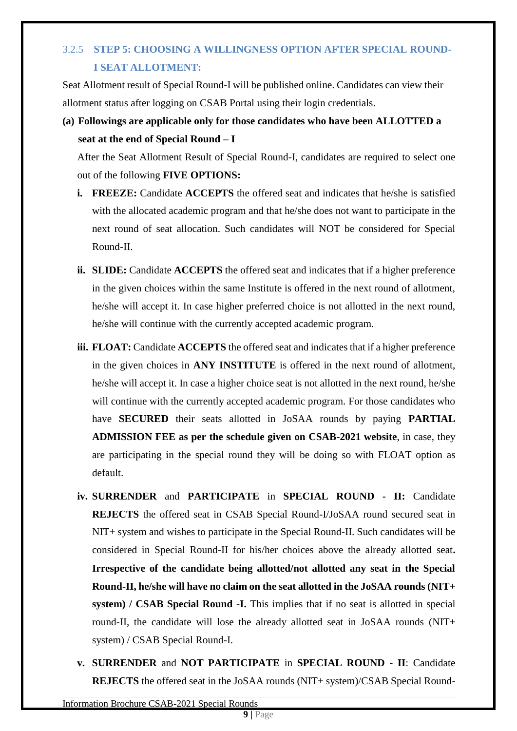### 3.2.5 STEP 5: CHOOSING A WILLINGNESS OPTION AFTER SPECIAL ROUND-I SEAT ALLOTMENT:

Seat Allotment result of Special Round-I will be published online. Candidates can view their allotment status after logging on CSAB Portal using their login credentials.

**(a) Followings are applicable only for those candidates who have been ALLOTTED a seat at the end of Special Round – I**

After the Seat Allotment Result of Special Round-I, candidates are required to select one out of the following **FIVE OPTIONS:**

**i. FREEZE:** Candidate **ACCEPTS** the offered seat and indicates that he/she is satisfied with the allocated academic program and that he/she does not want to participate in the next round of seat allocation. Such candidates will NOT be considered for Special Round-II.

**ii. SLIDE:** Candidate **ACCEPTS** the offered seat and indicates that if a higher preference in the given choices within the same Institute is offered in the next round of allotment, he/she will accept it. In case higher preferred choice is not allotted in the next round, he/she will continue with the currently accepted academic program.

**iii. FLOAT:** Candidate **ACCEPTS** the offered seat and indicates that if a higher preference in the given choices in **ANY INSTITUTE** is offered in the next round of allotment, he/she will accept it. In case a higher choice seat is not allotted in the next round, he/she will continue with the currently accepted academic program. For those candidates who have **SECURED** their seats allotted in JoSAA rounds by paying **PARTIAL ADMISSION FEE as per the schedule given on CSAB-2021 website**, in case, they are participating in the special round they will be doing so with FLOAT option as default.

**iv. SURRENDER** and **PARTICIPATE** in **SPECIAL ROUND - II:** Candidate **REJECTS** the offered seat in CSAB Special Round-I/JoSAA round secured seat in NIT+ system and wishes to participate in the Special Round-II. Such candidates will be considered in Special Round-II for his/her choices above the already allotted seat**. Irrespective of the candidate being allotted/not allotted any seat in the Special Round-II, he/she will have no claim on the seat allotted in the JoSAA rounds (NIT+ system) / CSAB Special Round -I.** This implies that if no seat is allotted in special round-II, the candidate will lose the already allotted seat in JoSAA rounds (NIT+ system) / CSAB Special Round-I.

**v. SURRENDER** and **NOT PARTICIPATE** in **SPECIAL ROUND - II**: Candidate **REJECTS** the offered seat in the JoSAA rounds (NIT+ system)/CSAB Special Round-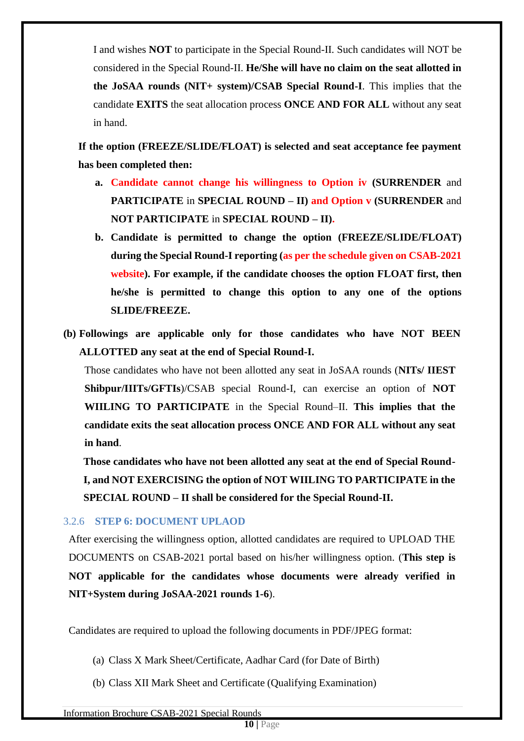I and wishes **NOT** to participate in the Special Round-II. Such candidates will NOT be considered in the Special Round-II. **He/She will have no claim on the seat allotted in the JoSAA rounds (NIT+ system)/CSAB Special Round-I**. This implies that the candidate **EXITS** the seat allocation process **ONCE AND FOR ALL** without any seat in hand.

**If the option (FREEZE/SLIDE/FLOAT) is selected and seat acceptance fee payment has been completed then:**

a. **Candidate cannot change his willingness to Option iv** (**SURRENDER** and **PARTICIPATE** in **SPECIAL ROUND – II**) **and Option v** (**SURRENDER** and **NOT PARTICIPATE** in **SPECIAL ROUND – II**).

b. **Candidate is permitted to change the option (FREEZE/SLIDE/FLOAT) during the Special Round-I reporting (as per the schedule given on CSAB-2021 website). For example, if the candidate chooses the option FLOAT first, then he/she is permitted to change this option to any one of the options SLIDE/FREEZE.**

**(b) Followings are applicable only for those candidates who have NOT BEEN ALLOTTED any seat at the end of Special Round-I.**

Those candidates who have not been allotted any seat in JoSAA rounds (**NITs/ IIEST Shibpur/IIITs/GFTIs**)/CSAB special Round-I, can exercise an option of **NOT WIILING TO PARTICIPATE** in the Special Round–II. **This implies that the candidate exits the seat allocation process ONCE AND FOR ALL without any seat in hand**.

**Those candidates who have not been allotted any seat at the end of Special Round-I, and NOT EXERCISING the option of NOT WIILING TO PARTICIPATE in the SPECIAL ROUND – II shall be considered for the Special Round-II.**

### 3.2.6 STEP 6: DOCUMENT UPLAOD

After exercising the willingness option, allotted candidates are required to UPLOAD THE DOCUMENTS on CSAB-2021 portal based on his/her willingness option. (**This step is NOT applicable for the candidates whose documents were already verified in NIT+System during JoSAA-2021 rounds 1-6**).

Candidates are required to upload the following documents in PDF/JPEG format:

(a) Class X Mark Sheet/Certificate, Aadhar Card (for Date of Birth)

(b) Class XII Mark Sheet and Certificate (Qualifying Examination)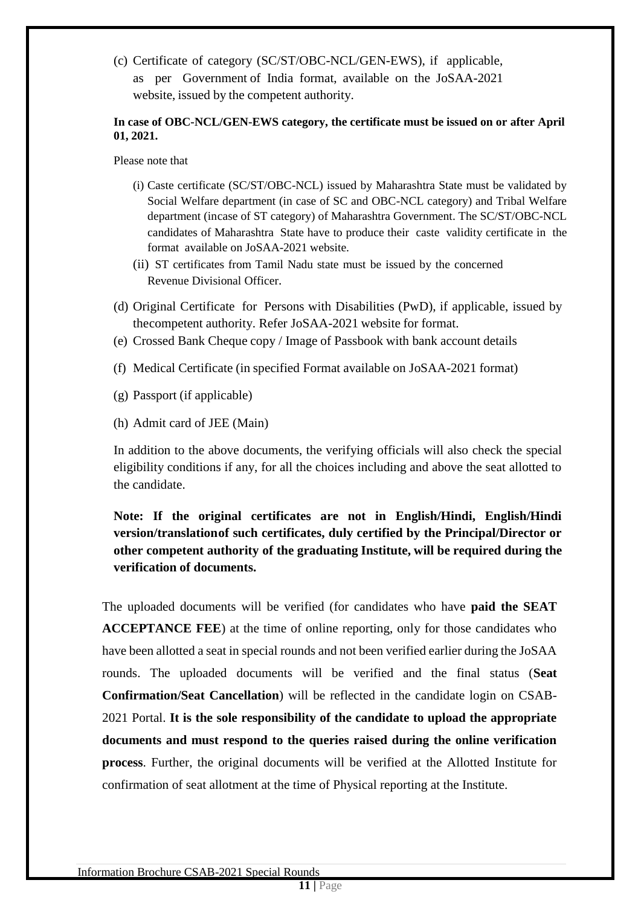(c) Certificate of category (SC/ST/OBC-NCL/GEN-EWS), if applicable, as per Government of India format, available on the JoSAA-2021 website, issued by the competent authority.

**In case of OBC-NCL/GEN-EWS category, the certificate must be issued on or after April 01, 2021.**

Please note that

(i) Caste certificate (SC/ST/OBC-NCL) issued by Maharashtra State must be validated by Social Welfare department (in case of SC and OBC-NCL category) and Tribal Welfare department (incase of ST category) of Maharashtra Government. The SC/ST/OBC-NCL candidates of Maharashtra State have to produce their caste validity certificate in the format available on JoSAA-2021 website.

(ii) ST certificates from Tamil Nadu state must be issued by the concerned Revenue Divisional Officer.

(d) Original Certificate for Persons with Disabilities (PwD), if applicable, issued by thecompetent authority. Refer JoSAA-2021 website for format.

(e) Crossed Bank Cheque copy / Image of Passbook with bank account details

(f) Medical Certificate (in specified Format available on JoSAA-2021 format)

(g) Passport (if applicable)

(h) Admit card of JEE (Main)

In addition to the above documents, the verifying officials will also check the special eligibility conditions if any, for all the choices including and above the seat allotted to the candidate.

**Note: If the original certificates are not in English/Hindi, English/Hindi version/translationof such certificates, duly certified by the Principal/Director or other competent authority of the graduating Institute, will be required during the verification of documents.**

The uploaded documents will be verified (for candidates who have **paid the SEAT ACCEPTANCE FEE**) at the time of online reporting, only for those candidates who have been allotted a seat in special rounds and not been verified earlier during the JoSAA rounds. The uploaded documents will be verified and the final status (**Seat Confirmation/Seat Cancellation**) will be reflected in the candidate login on CSAB-2021 Portal. **It is the sole responsibility of the candidate to upload the appropriate documents and must respond to the queries raised during the online verification process**. Further, the original documents will be verified at the Allotted Institute for confirmation of seat allotment at the time of Physical reporting at the Institute.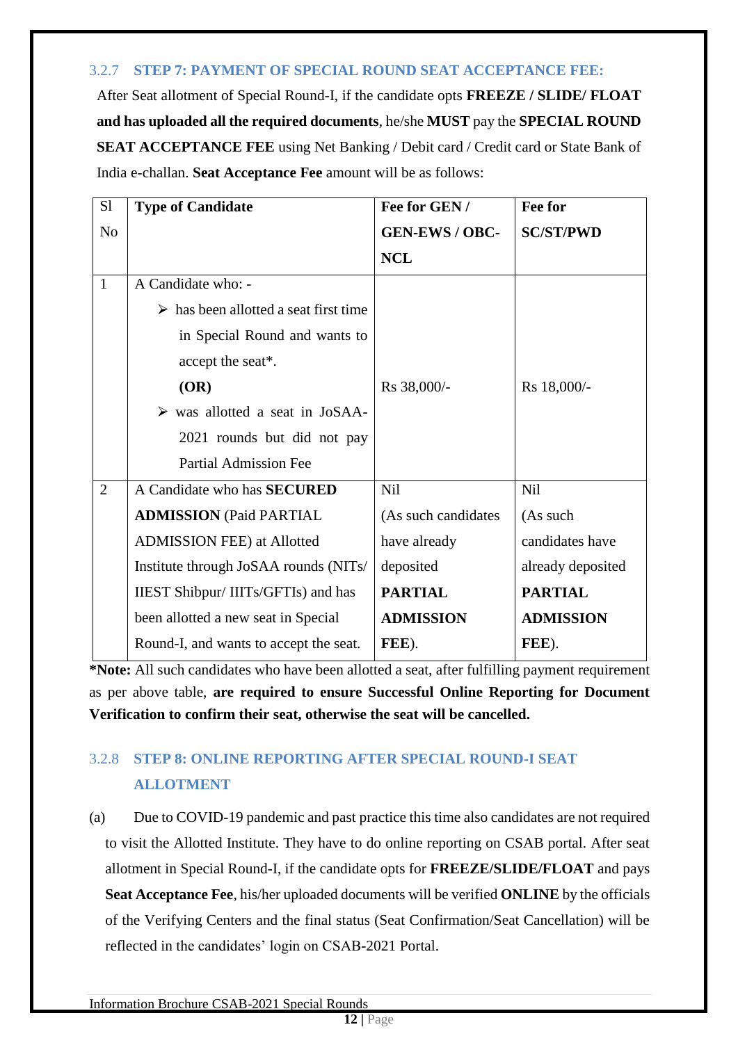### 3.2.7 STEP 7: PAYMENT OF SPECIAL ROUND SEAT ACCEPTANCE FEE:

After Seat allotment of Special Round-I, if the candidate opts **FREEZE / SLIDE/ FLOAT and has uploaded all the required documents**, he/she **MUST** pay the **SPECIAL ROUND SEAT ACCEPTANCE FEE** using Net Banking / Debit card / Credit card or State Bank of India e-challan. **Seat Acceptance Fee** amount will be as follows:

| Sl No | Type of Candidate | Fee for GEN / GEN-EWS / OBC-NCL | Fee for SC/ST/PWD |
|---|---|---|---|
| 1 | A Candidate who: - <br> ➢ has been allotted a seat first time in Special Round and wants to accept the seat*. <br> **(OR)** <br> ➢ was allotted a seat in JoSAA-2021 rounds but did not pay Partial Admission Fee | Rs 38,000/- | Rs 18,000/- |
| 2 | A Candidate who has **SECURED ADMISSION** (Paid PARTIAL ADMISSION FEE) at Allotted Institute through JoSAA rounds (NITs/ IIEST Shibpur/ IIITs/GFTIs) and has been allotted a new seat in Special Round-I, and wants to accept the seat. | Nil (As such candidates have already deposited **PARTIAL ADMISSION FEE**). | Nil (As such candidates have already deposited **PARTIAL ADMISSION FEE**). |

***Note:** All such candidates who have been allotted a seat, after fulfilling payment requirement as per above table, **are required to ensure Successful Online Reporting for Document Verification to confirm their seat, otherwise the seat will be cancelled.**

### 3.2.8 STEP 8: ONLINE REPORTING AFTER SPECIAL ROUND-I SEAT ALLOTMENT

(a) Due to COVID-19 pandemic and past practice this time also candidates are not required to visit the Allotted Institute. They have to do online reporting on CSAB portal. After seat allotment in Special Round-I, if the candidate opts for **FREEZE/SLIDE/FLOAT** and pays **Seat Acceptance Fee**, his/her uploaded documents will be verified **ONLINE** by the officials of the Verifying Centers and the final status (Seat Confirmation/Seat Cancellation) will be reflected in the candidates' login on CSAB-2021 Portal.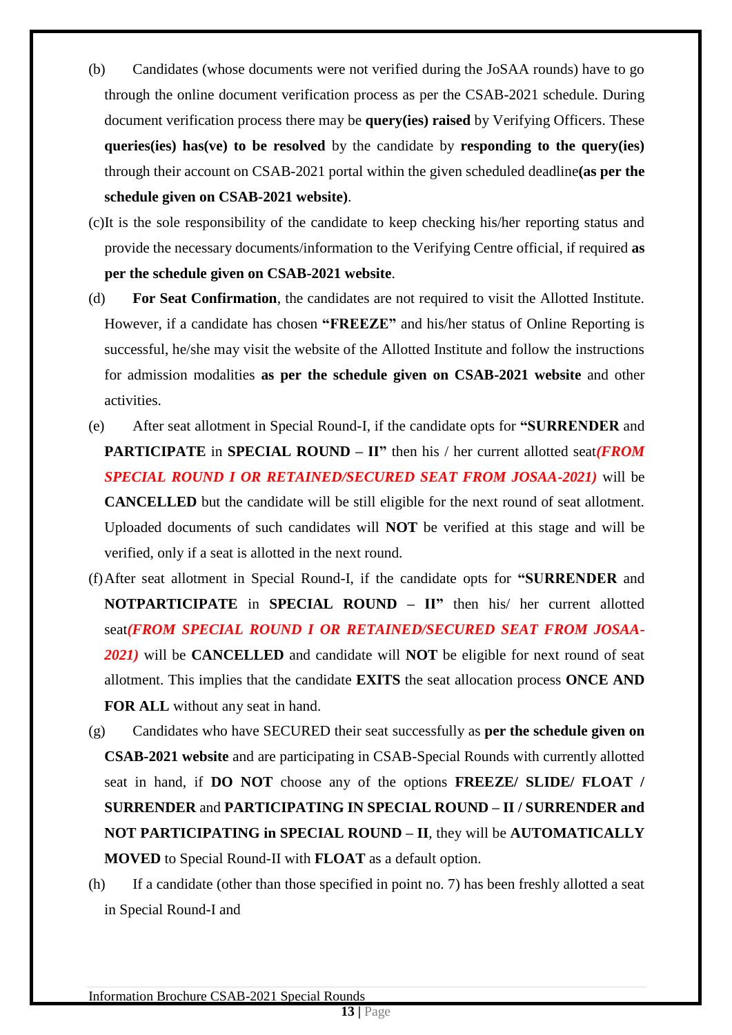(b) Candidates (whose documents were not verified during the JoSAA rounds) have to go through the online document verification process as per the CSAB-2021 schedule. During document verification process there may be **query(ies) raised** by Verifying Officers. These **queries(ies) has(ve) to be resolved** by the candidate by **responding to the query(ies)** through their account on CSAB-2021 portal within the given scheduled deadline**(as per the schedule given on CSAB-2021 website)**.

(c)It is the sole responsibility of the candidate to keep checking his/her reporting status and provide the necessary documents/information to the Verifying Centre official, if required **as per the schedule given on CSAB-2021 website**.

(d) **For Seat Confirmation**, the candidates are not required to visit the Allotted Institute. However, if a candidate has chosen **"FREEZE"** and his/her status of Online Reporting is successful, he/she may visit the website of the Allotted Institute and follow the instructions for admission modalities **as per the schedule given on CSAB-2021 website** and other activities.

(e) After seat allotment in Special Round-I, if the candidate opts for **"SURRENDER** and **PARTICIPATE** in **SPECIAL ROUND – II"** then his / her current allotted seat***(FROM SPECIAL ROUND I OR RETAINED/SECURED SEAT FROM JOSAA-2021)*** will be **CANCELLED** but the candidate will be still eligible for the next round of seat allotment. Uploaded documents of such candidates will **NOT** be verified at this stage and will be verified, only if a seat is allotted in the next round.

(f)After seat allotment in Special Round-I, if the candidate opts for **"SURRENDER** and **NOTPARTICIPATE** in **SPECIAL ROUND – II"** then his/ her current allotted seat***(FROM SPECIAL ROUND I OR RETAINED/SECURED SEAT FROM JOSAA-2021)*** will be **CANCELLED** and candidate will **NOT** be eligible for next round of seat allotment. This implies that the candidate **EXITS** the seat allocation process **ONCE AND FOR ALL** without any seat in hand.

(g) Candidates who have SECURED their seat successfully as **per the schedule given on CSAB-2021 website** and are participating in CSAB-Special Rounds with currently allotted seat in hand, if **DO NOT** choose any of the options **FREEZE/ SLIDE/ FLOAT / SURRENDER** and **PARTICIPATING IN SPECIAL ROUND – II / SURRENDER and NOT PARTICIPATING in SPECIAL ROUND – II**, they will be **AUTOMATICALLY MOVED** to Special Round-II with **FLOAT** as a default option.

(h) If a candidate (other than those specified in point no. 7) has been freshly allotted a seat in Special Round-I and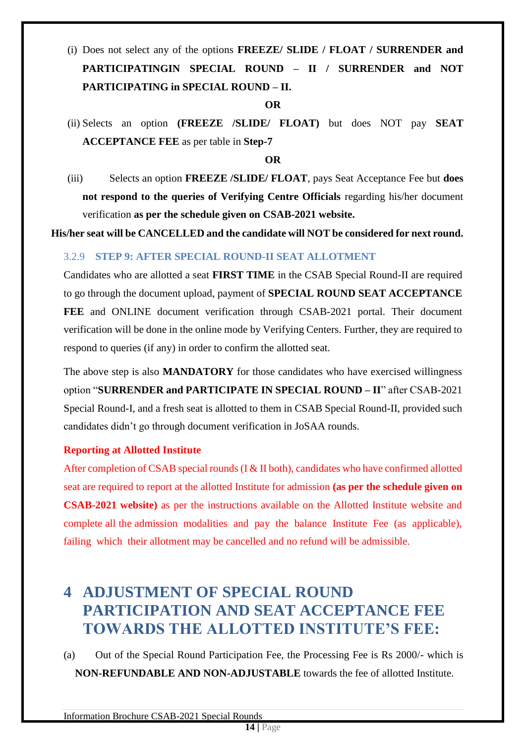(i) Does not select any of the options **FREEZE/ SLIDE / FLOAT / SURRENDER and PARTICIPATINGIN SPECIAL ROUND – II / SURRENDER and NOT PARTICIPATING in SPECIAL ROUND – II.**

**OR**

(ii) Selects an option **(FREEZE /SLIDE/ FLOAT)** but does NOT pay **SEAT ACCEPTANCE FEE** as per table in **Step-7**

**OR**

(iii) Selects an option **FREEZE /SLIDE/ FLOAT**, pays Seat Acceptance Fee but **does not respond to the queries of Verifying Centre Officials** regarding his/her document verification **as per the schedule given on CSAB-2021 website.**

**His/her seat will be CANCELLED and the candidate will NOT be considered for next round.**

### 3.2.9 STEP 9: AFTER SPECIAL ROUND-II SEAT ALLOTMENT

Candidates who are allotted a seat **FIRST TIME** in the CSAB Special Round-II are required to go through the document upload, payment of **SPECIAL ROUND SEAT ACCEPTANCE FEE** and ONLINE document verification through CSAB-2021 portal. Their document verification will be done in the online mode by Verifying Centers. Further, they are required to respond to queries (if any) in order to confirm the allotted seat.

The above step is also **MANDATORY** for those candidates who have exercised willingness option "**SURRENDER and PARTICIPATE IN SPECIAL ROUND – II**" after CSAB-2021 Special Round-I, and a fresh seat is allotted to them in CSAB Special Round-II, provided such candidates didn't go through document verification in JoSAA rounds.

**Reporting at Allotted Institute**

After completion of CSAB special rounds (I & II both), candidates who have confirmed allotted seat are required to report at the allotted Institute for admission **(as per the schedule given on CSAB-2021 website)** as per the instructions available on the Allotted Institute website and complete all the admission modalities and pay the balance Institute Fee (as applicable), failing which their allotment may be cancelled and no refund will be admissible.

# 4 ADJUSTMENT OF SPECIAL ROUND PARTICIPATION AND SEAT ACCEPTANCE FEE TOWARDS THE ALLOTTED INSTITUTE'S FEE:

(a) Out of the Special Round Participation Fee, the Processing Fee is Rs 2000/- which is **NON-REFUNDABLE AND NON-ADJUSTABLE** towards the fee of allotted Institute.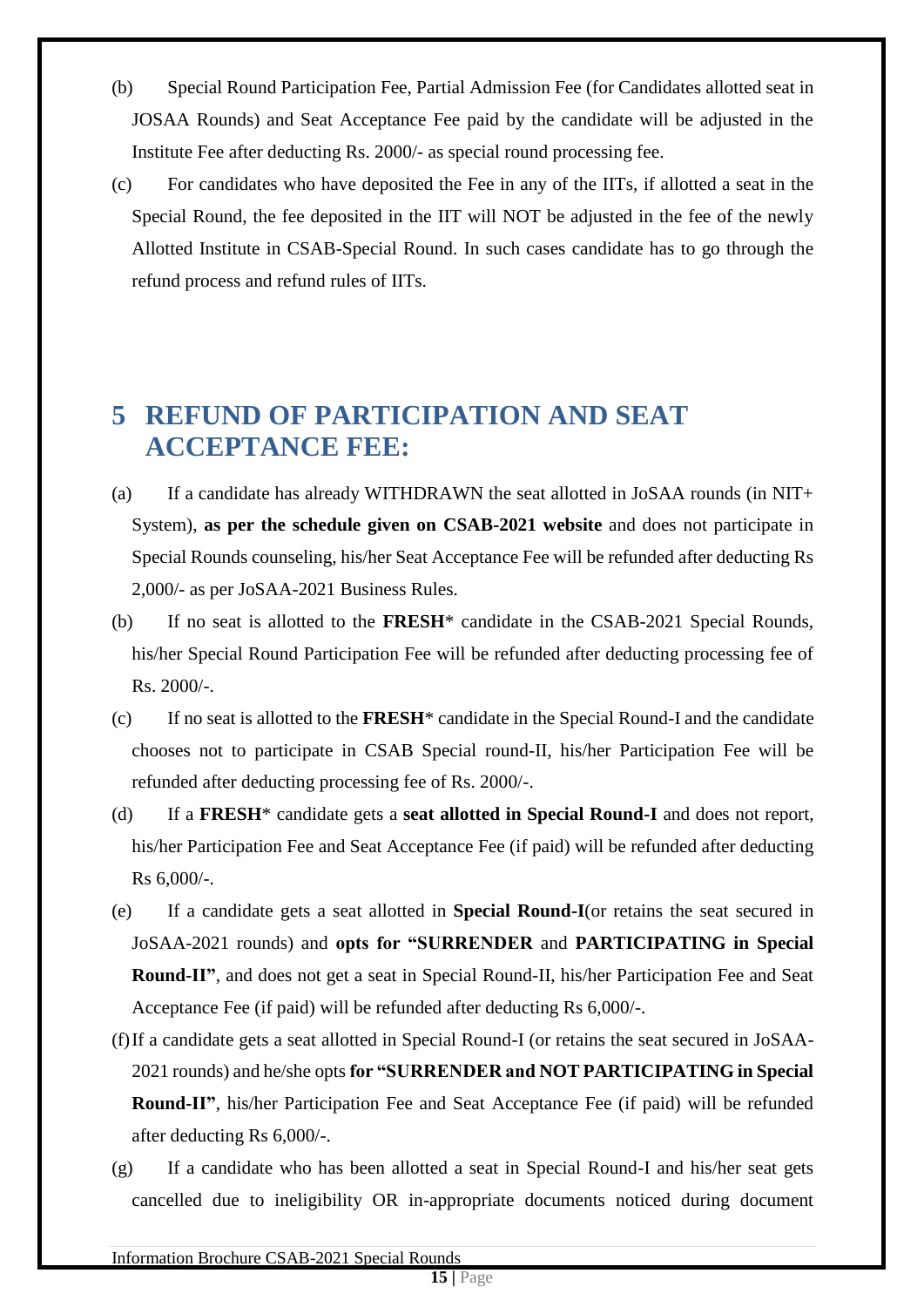(b) Special Round Participation Fee, Partial Admission Fee (for Candidates allotted seat in JOSAA Rounds) and Seat Acceptance Fee paid by the candidate will be adjusted in the Institute Fee after deducting Rs. 2000/- as special round processing fee.

(c) For candidates who have deposited the Fee in any of the IITs, if allotted a seat in the Special Round, the fee deposited in the IIT will NOT be adjusted in the fee of the newly Allotted Institute in CSAB-Special Round. In such cases candidate has to go through the refund process and refund rules of IITs.

# 5 REFUND OF PARTICIPATION AND SEAT ACCEPTANCE FEE:

(a) If a candidate has already WITHDRAWN the seat allotted in JoSAA rounds (in NIT+ System), **as per the schedule given on CSAB-2021 website** and does not participate in Special Rounds counseling, his/her Seat Acceptance Fee will be refunded after deducting Rs 2,000/- as per JoSAA-2021 Business Rules.

(b) If no seat is allotted to the **FRESH*** candidate in the CSAB-2021 Special Rounds, his/her Special Round Participation Fee will be refunded after deducting processing fee of Rs. 2000/-.

(c) If no seat is allotted to the **FRESH*** candidate in the Special Round-I and the candidate chooses not to participate in CSAB Special round-II, his/her Participation Fee will be refunded after deducting processing fee of Rs. 2000/-.

(d) If a **FRESH*** candidate gets a **seat allotted in Special Round-I** and does not report, his/her Participation Fee and Seat Acceptance Fee (if paid) will be refunded after deducting Rs 6,000/-.

(e) If a candidate gets a seat allotted in **Special Round-I**(or retains the seat secured in JoSAA-2021 rounds) and **opts for "SURRENDER** and **PARTICIPATING in Special Round-II"**, and does not get a seat in Special Round-II, his/her Participation Fee and Seat Acceptance Fee (if paid) will be refunded after deducting Rs 6,000/-.

(f) If a candidate gets a seat allotted in Special Round-I (or retains the seat secured in JoSAA-2021 rounds) and he/she opts **for "SURRENDER and NOT PARTICIPATING in Special Round-II"**, his/her Participation Fee and Seat Acceptance Fee (if paid) will be refunded after deducting Rs 6,000/-.

(g) If a candidate who has been allotted a seat in Special Round-I and his/her seat gets cancelled due to ineligibility OR in-appropriate documents noticed during document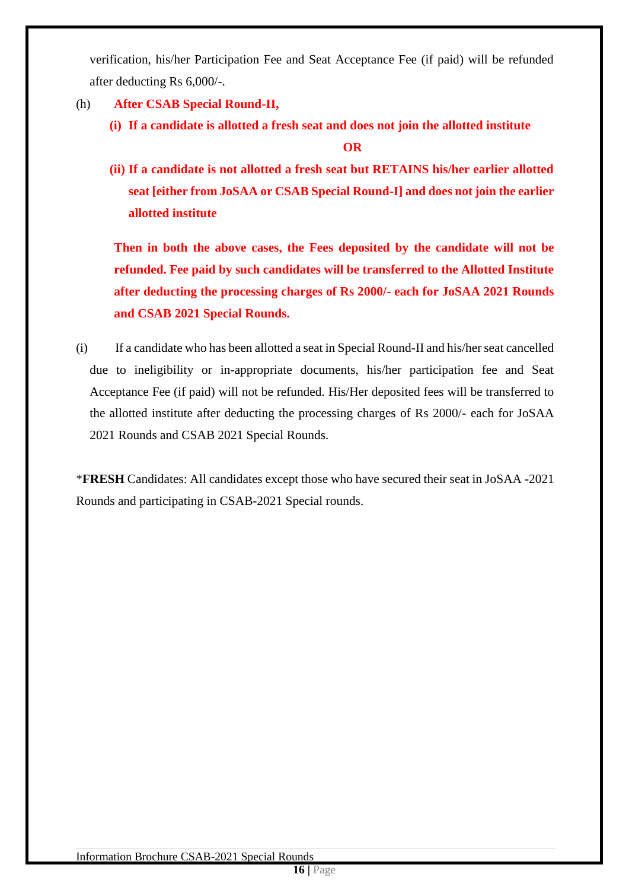verification, his/her Participation Fee and Seat Acceptance Fee (if paid) will be refunded after deducting Rs 6,000/-.

(h) **After CSAB Special Round-II,**

**(i) If a candidate is allotted a fresh seat and does not join the allotted institute**

**OR**

**(ii) If a candidate is not allotted a fresh seat but RETAINS his/her earlier allotted seat [either from JoSAA or CSAB Special Round-I] and does not join the earlier allotted institute**

**Then in both the above cases, the Fees deposited by the candidate will not be refunded. Fee paid by such candidates will be transferred to the Allotted Institute after deducting the processing charges of Rs 2000/- each for JoSAA 2021 Rounds and CSAB 2021 Special Rounds.**

(i) If a candidate who has been allotted a seat in Special Round-II and his/her seat cancelled due to ineligibility or in-appropriate documents, his/her participation fee and Seat Acceptance Fee (if paid) will not be refunded. His/Her deposited fees will be transferred to the allotted institute after deducting the processing charges of Rs 2000/- each for JoSAA 2021 Rounds and CSAB 2021 Special Rounds.

*__FRESH__ Candidates: All candidates except those who have secured their seat in JoSAA -2021 Rounds and participating in CSAB-2021 Special rounds.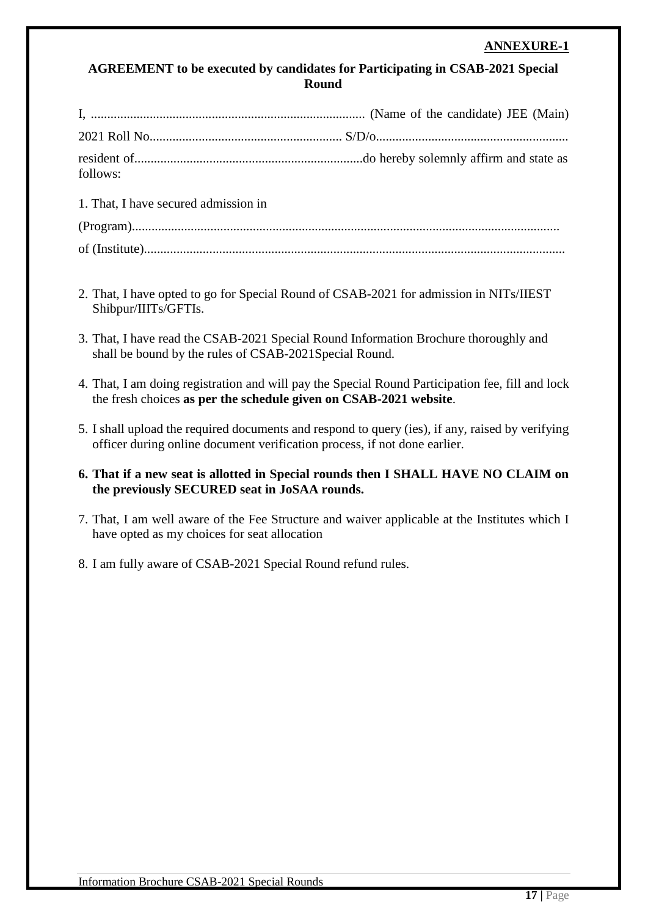**ANNEXURE-1**

## AGREEMENT to be executed by candidates for Participating in CSAB-2021 Special Round

I, .................................................................................... (Name of the candidate) JEE (Main) 2021 Roll No........................................................... S/D/o........................................................... resident of......................................................................do hereby solemnly affirm and state as follows:

1. That, I have secured admission in

(Program)..................................................................................................................................

of (Institute)...............................................................................................................................

2. That, I have opted to go for Special Round of CSAB-2021 for admission in NITs/IIEST Shibpur/IIITs/GFTIs.
3. That, I have read the CSAB-2021 Special Round Information Brochure thoroughly and shall be bound by the rules of CSAB-2021Special Round.
4. That, I am doing registration and will pay the Special Round Participation fee, fill and lock the fresh choices **as per the schedule given on CSAB-2021 website**.
5. I shall upload the required documents and respond to query (ies), if any, raised by verifying officer during online document verification process, if not done earlier.
6. **That if a new seat is allotted in Special rounds then I SHALL HAVE NO CLAIM on the previously SECURED seat in JoSAA rounds.**
7. That, I am well aware of the Fee Structure and waiver applicable at the Institutes which I have opted as my choices for seat allocation
8. I am fully aware of CSAB-2021 Special Round refund rules.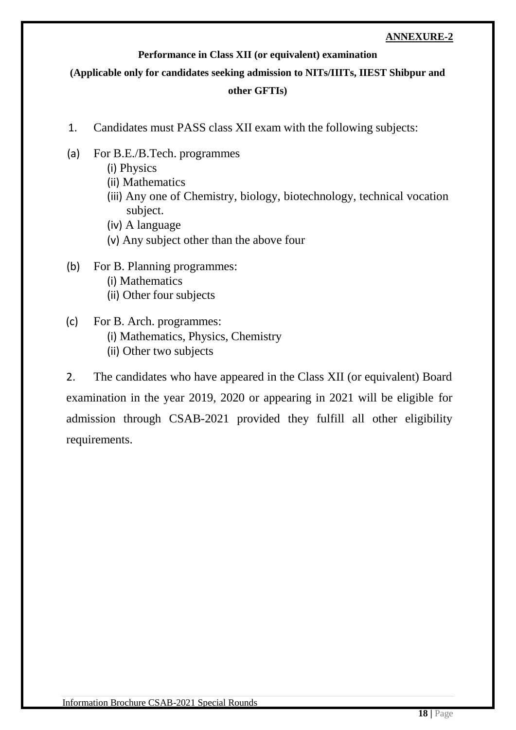**ANNEXURE-2**

**Performance in Class XII (or equivalent) examination**

**(Applicable only for candidates seeking admission to NITs/IIITs, IIEST Shibpur and other GFTIs)**

1. Candidates must PASS class XII exam with the following subjects:

(a) For B.E./B.Tech. programmes
   - (i) Physics
   - (ii) Mathematics
   - (iii) Any one of Chemistry, biology, biotechnology, technical vocation subject.
   - (iv) A language
   - (v) Any subject other than the above four

(b) For B. Planning programmes:
   - (i) Mathematics
   - (ii) Other four subjects

(c) For B. Arch. programmes:
   - (i) Mathematics, Physics, Chemistry
   - (ii) Other two subjects

2. The candidates who have appeared in the Class XII (or equivalent) Board examination in the year 2019, 2020 or appearing in 2021 will be eligible for admission through CSAB-2021 provided they fulfill all other eligibility requirements.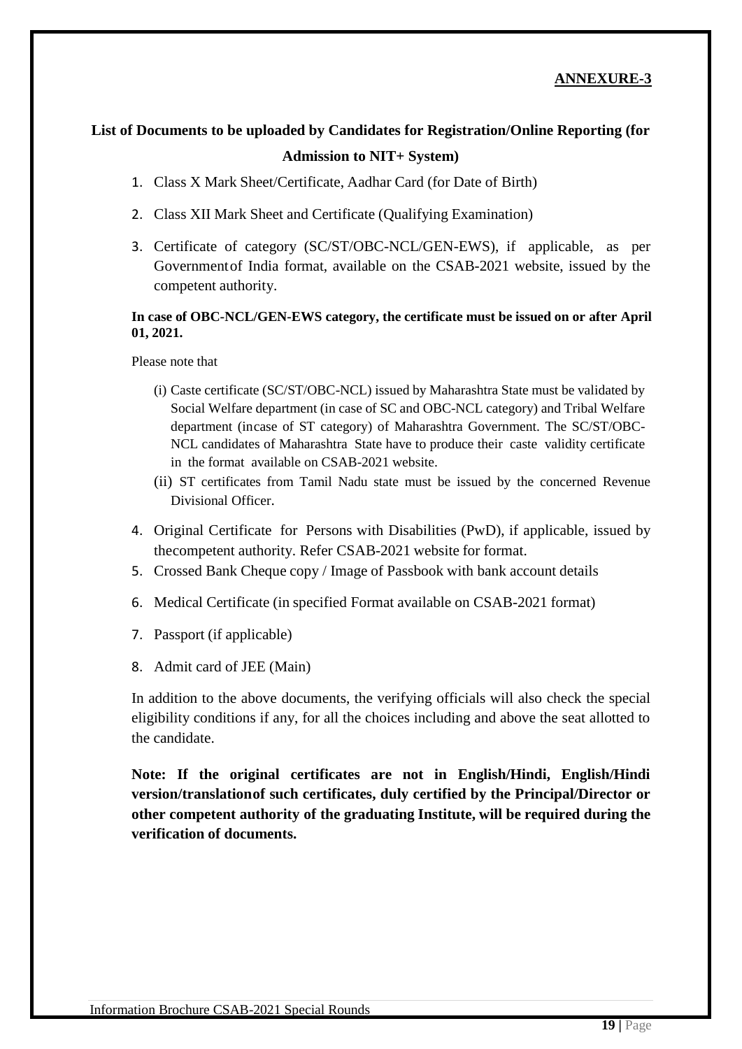**ANNEXURE-3**

## List of Documents to be uploaded by Candidates for Registration/Online Reporting (for Admission to NIT+ System)

1. Class X Mark Sheet/Certificate, Aadhar Card (for Date of Birth)
2. Class XII Mark Sheet and Certificate (Qualifying Examination)
3. Certificate of category (SC/ST/OBC-NCL/GEN-EWS), if applicable, as per Government of India format, available on the CSAB-2021 website, issued by the competent authority.

   **In case of OBC-NCL/GEN-EWS category, the certificate must be issued on or after April 01, 2021.**

   Please note that

   (i) Caste certificate (SC/ST/OBC-NCL) issued by Maharashtra State must be validated by Social Welfare department (in case of SC and OBC-NCL category) and Tribal Welfare department (in case of ST category) of Maharashtra Government. The SC/ST/OBC-NCL candidates of Maharashtra State have to produce their caste validity certificate in the format available on CSAB-2021 website.

   (ii) ST certificates from Tamil Nadu state must be issued by the concerned Revenue Divisional Officer.

4. Original Certificate for Persons with Disabilities (PwD), if applicable, issued by the competent authority. Refer CSAB-2021 website for format.
5. Crossed Bank Cheque copy / Image of Passbook with bank account details
6. Medical Certificate (in specified Format available on CSAB-2021 format)
7. Passport (if applicable)
8. Admit card of JEE (Main)

In addition to the above documents, the verifying officials will also check the special eligibility conditions if any, for all the choices including and above the seat allotted to the candidate.

**Note: If the original certificates are not in English/Hindi, English/Hindi version/translation of such certificates, duly certified by the Principal/Director or other competent authority of the graduating Institute, will be required during the verification of documents.**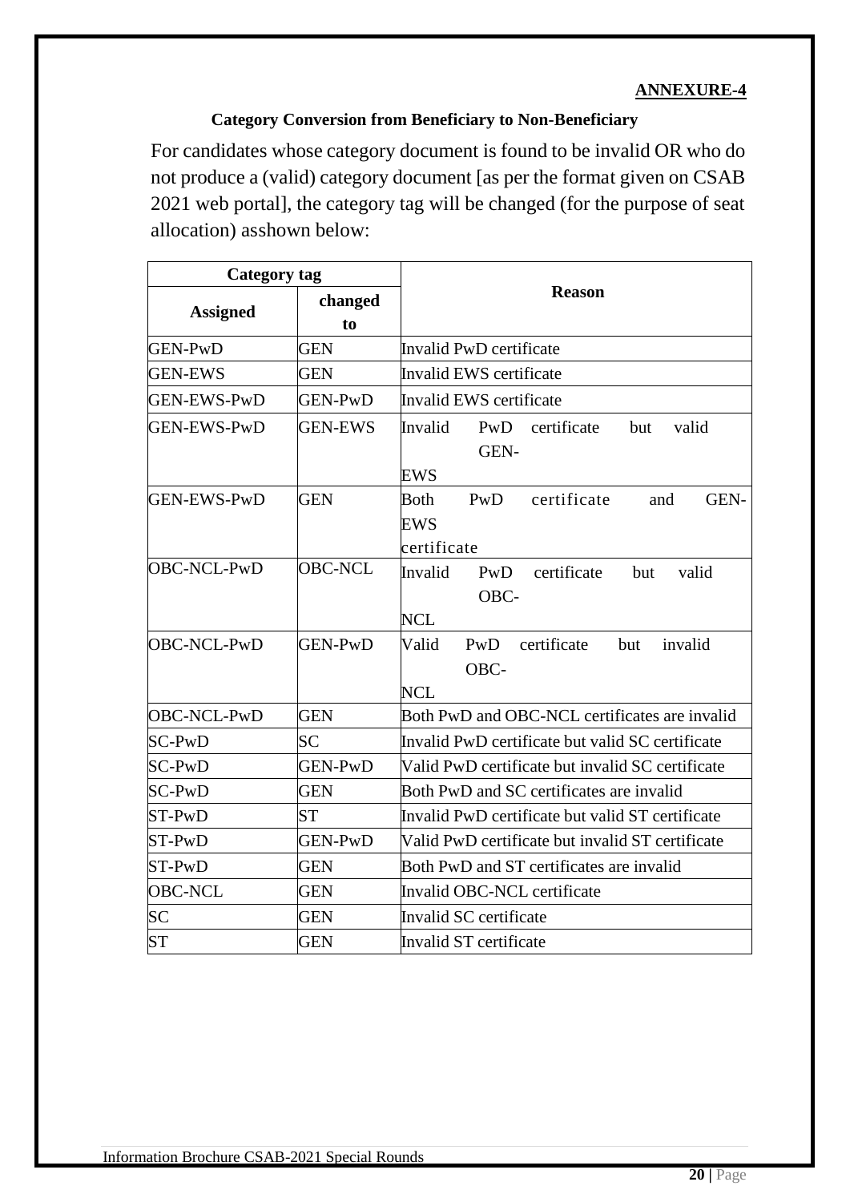**ANNEXURE-4**

**Category Conversion from Beneficiary to Non-Beneficiary**

For candidates whose category document is found to be invalid OR who do not produce a (valid) category document [as per the format given on CSAB 2021 web portal], the category tag will be changed (for the purpose of seat allocation) asshown below:

| Category tag | | Reason |
|---|---|---|
| **Assigned** | **changed to** | |
| GEN-PwD | GEN | Invalid PwD certificate |
| GEN-EWS | GEN | Invalid EWS certificate |
| GEN-EWS-PwD | GEN-PwD | Invalid EWS certificate |
| GEN-EWS-PwD | GEN-EWS | Invalid PwD certificate but valid GEN-EWS |
| GEN-EWS-PwD | GEN | Both PwD certificate and GEN-EWS certificate |
| OBC-NCL-PwD | OBC-NCL | Invalid PwD certificate but valid OBC-NCL |
| OBC-NCL-PwD | GEN-PwD | Valid PwD certificate but invalid OBC-NCL |
| OBC-NCL-PwD | GEN | Both PwD and OBC-NCL certificates are invalid |
| SC-PwD | SC | Invalid PwD certificate but valid SC certificate |
| SC-PwD | GEN-PwD | Valid PwD certificate but invalid SC certificate |
| SC-PwD | GEN | Both PwD and SC certificates are invalid |
| ST-PwD | ST | Invalid PwD certificate but valid ST certificate |
| ST-PwD | GEN-PwD | Valid PwD certificate but invalid ST certificate |
| ST-PwD | GEN | Both PwD and ST certificates are invalid |
| OBC-NCL | GEN | Invalid OBC-NCL certificate |
| SC | GEN | Invalid SC certificate |
| ST | GEN | Invalid ST certificate |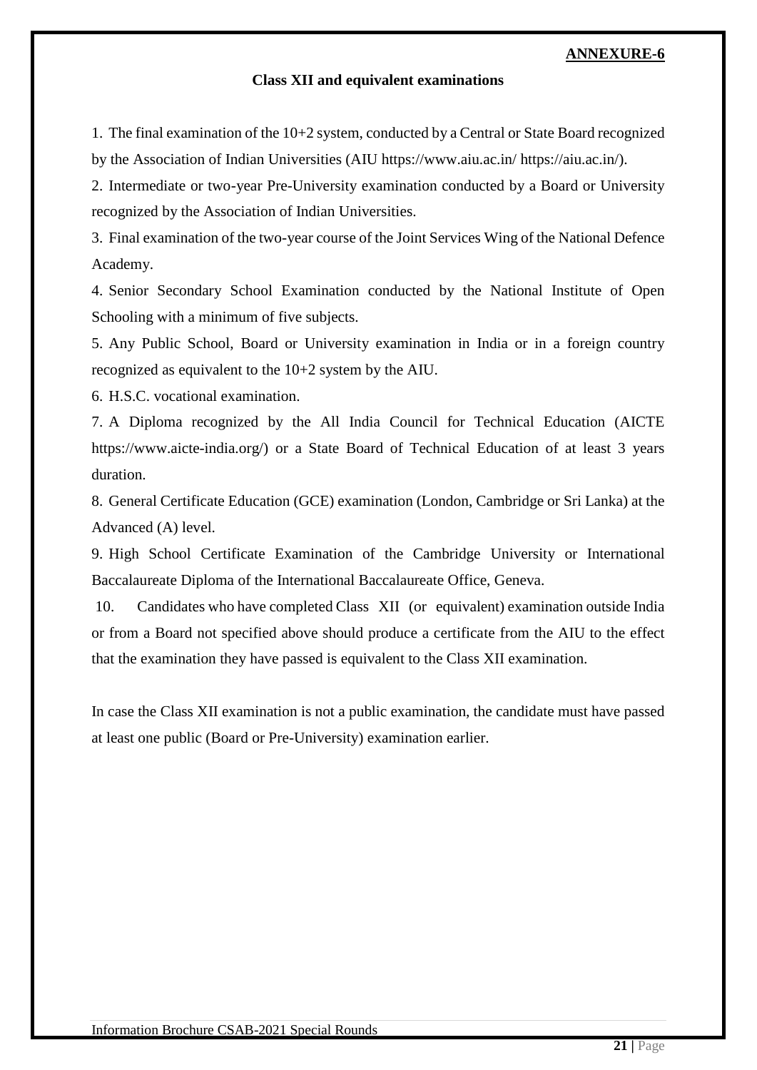**ANNEXURE-6**

## Class XII and equivalent examinations

1. The final examination of the 10+2 system, conducted by a Central or State Board recognized by the Association of Indian Universities (AIU https://www.aiu.ac.in/ https://aiu.ac.in/).
2. Intermediate or two-year Pre-University examination conducted by a Board or University recognized by the Association of Indian Universities.
3. Final examination of the two-year course of the Joint Services Wing of the National Defence Academy.
4. Senior Secondary School Examination conducted by the National Institute of Open Schooling with a minimum of five subjects.
5. Any Public School, Board or University examination in India or in a foreign country recognized as equivalent to the 10+2 system by the AIU.
6. H.S.C. vocational examination.
7. A Diploma recognized by the All India Council for Technical Education (AICTE https://www.aicte-india.org/) or a State Board of Technical Education of at least 3 years duration.
8. General Certificate Education (GCE) examination (London, Cambridge or Sri Lanka) at the Advanced (A) level.
9. High School Certificate Examination of the Cambridge University or International Baccalaureate Diploma of the International Baccalaureate Office, Geneva.
10. Candidates who have completed Class XII (or equivalent) examination outside India or from a Board not specified above should produce a certificate from the AIU to the effect that the examination they have passed is equivalent to the Class XII examination.

In case the Class XII examination is not a public examination, the candidate must have passed at least one public (Board or Pre-University) examination earlier.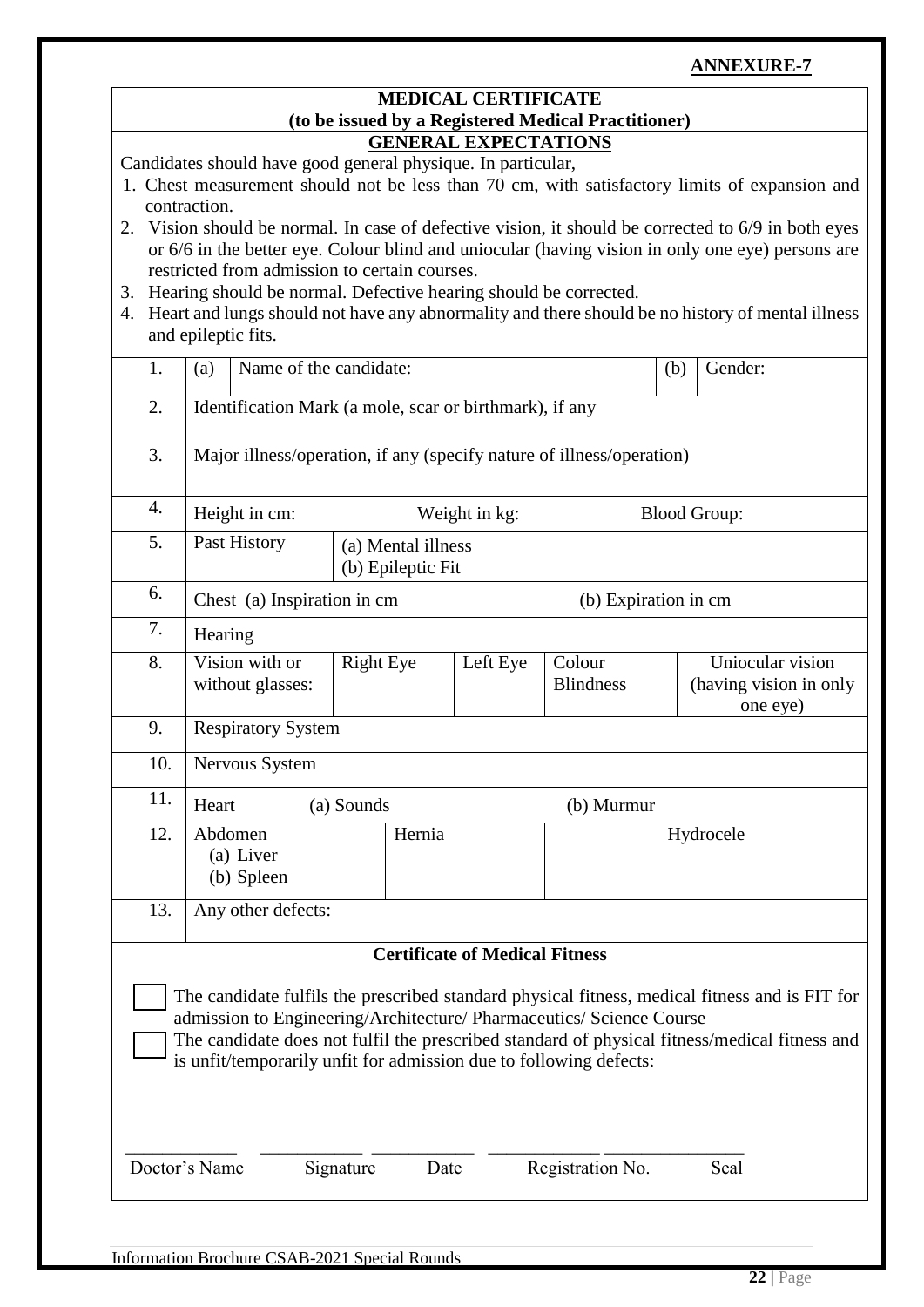**ANNEXURE-7**

## MEDICAL CERTIFICATE

**(to be issued by a Registered Medical Practitioner)**

### GENERAL EXPECTATIONS

Candidates should have good general physique. In particular,

1. Chest measurement should not be less than 70 cm, with satisfactory limits of expansion and contraction.
2. Vision should be normal. In case of defective vision, it should be corrected to 6/9 in both eyes or 6/6 in the better eye. Colour blind and uniocular (having vision in only one eye) persons are restricted from admission to certain courses.
3. Hearing should be normal. Defective hearing should be corrected.
4. Heart and lungs should not have any abnormality and there should be no history of mental illness and epileptic fits.

| | | | | | | |
|---|---|---|---|---|---|---|
| 1. | (a) Name of the candidate: | | | | (b) Gender: | |
| 2. | Identification Mark (a mole, scar or birthmark), if any | | | | | |
| 3. | Major illness/operation, if any (specify nature of illness/operation) | | | | | |
| 4. | Height in cm: | | Weight in kg: | | Blood Group: | |
| 5. | Past History | (a) Mental illness<br>(b) Epileptic Fit | | | | |
| 6. | Chest (a) Inspiration in cm | | | (b) Expiration in cm | | |
| 7. | Hearing | | | | | |
| 8. | Vision with or without glasses: | Right Eye | Left Eye | Colour Blindness | Uniocular vision (having vision in only one eye) | |
| 9. | Respiratory System | | | | | |
| 10. | Nervous System | | | | | |
| 11. | Heart | (a) Sounds | | (b) Murmur | | |
| 12. | Abdomen<br>(a) Liver<br>(b) Spleen | Hernia | | Hydrocele | | |
| 13. | Any other defects: | | | | | |

### Certificate of Medical Fitness

☐ The candidate fulfils the prescribed standard physical fitness, medical fitness and is FIT for admission to Engineering/Architecture/ Pharmaceutics/ Science Course

☐ The candidate does not fulfil the prescribed standard of physical fitness/medical fitness and is unfit/temporarily unfit for admission due to following defects:

| ____________ | ____________ | ____________ | ____________ | ____________ |
|---|---|---|---|---|
| Doctor's Name | Signature | Date | Registration No. | Seal |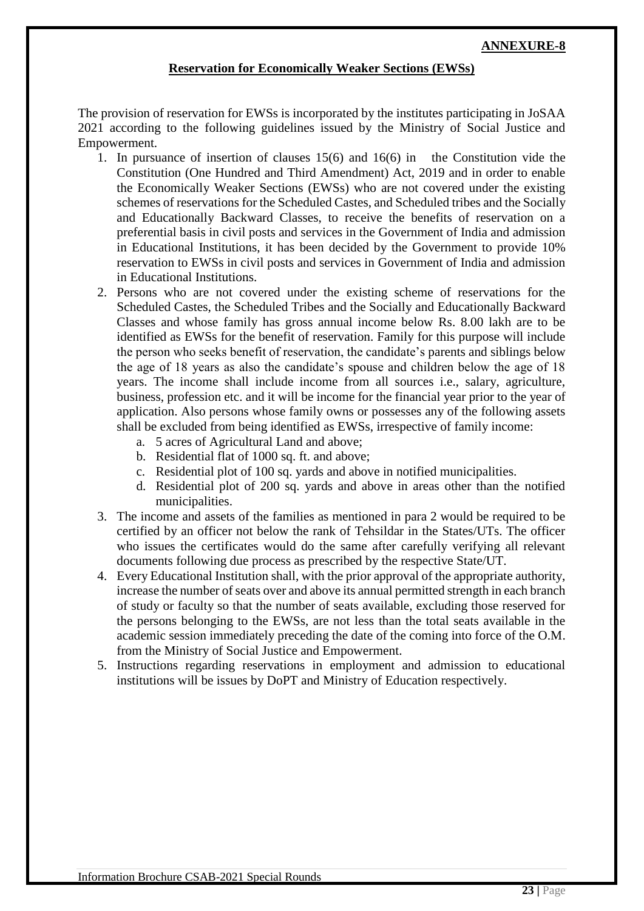**ANNEXURE-8**

## Reservation for Economically Weaker Sections (EWSs)

The provision of reservation for EWSs is incorporated by the institutes participating in JoSAA 2021 according to the following guidelines issued by the Ministry of Social Justice and Empowerment.

1. In pursuance of insertion of clauses 15(6) and 16(6) in the Constitution vide the Constitution (One Hundred and Third Amendment) Act, 2019 and in order to enable the Economically Weaker Sections (EWSs) who are not covered under the existing schemes of reservations for the Scheduled Castes, and Scheduled tribes and the Socially and Educationally Backward Classes, to receive the benefits of reservation on a preferential basis in civil posts and services in the Government of India and admission in Educational Institutions, it has been decided by the Government to provide 10% reservation to EWSs in civil posts and services in Government of India and admission in Educational Institutions.
2. Persons who are not covered under the existing scheme of reservations for the Scheduled Castes, the Scheduled Tribes and the Socially and Educationally Backward Classes and whose family has gross annual income below Rs. 8.00 lakh are to be identified as EWSs for the benefit of reservation. Family for this purpose will include the person who seeks benefit of reservation, the candidate's parents and siblings below the age of 18 years as also the candidate's spouse and children below the age of 18 years. The income shall include income from all sources i.e., salary, agriculture, business, profession etc. and it will be income for the financial year prior to the year of application. Also persons whose family owns or possesses any of the following assets shall be excluded from being identified as EWSs, irrespective of family income:
   a. 5 acres of Agricultural Land and above;
   b. Residential flat of 1000 sq. ft. and above;
   c. Residential plot of 100 sq. yards and above in notified municipalities.
   d. Residential plot of 200 sq. yards and above in areas other than the notified municipalities.
3. The income and assets of the families as mentioned in para 2 would be required to be certified by an officer not below the rank of Tehsildar in the States/UTs. The officer who issues the certificates would do the same after carefully verifying all relevant documents following due process as prescribed by the respective State/UT.
4. Every Educational Institution shall, with the prior approval of the appropriate authority, increase the number of seats over and above its annual permitted strength in each branch of study or faculty so that the number of seats available, excluding those reserved for the persons belonging to the EWSs, are not less than the total seats available in the academic session immediately preceding the date of the coming into force of the O.M. from the Ministry of Social Justice and Empowerment.
5. Instructions regarding reservations in employment and admission to educational institutions will be issues by DoPT and Ministry of Education respectively.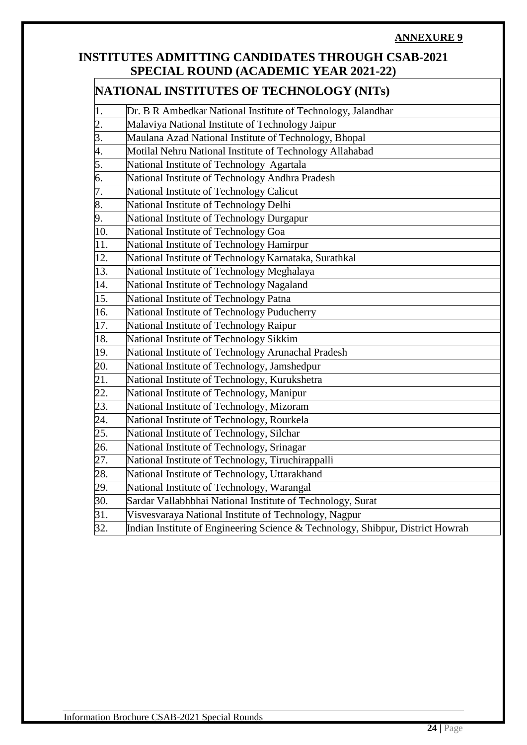**ANNEXURE 9**

# INSTITUTES ADMITTING CANDIDATES THROUGH CSAB-2021 SPECIAL ROUND (ACADEMIC YEAR 2021-22)

| NATIONAL INSTITUTES OF TECHNOLOGY (NITs) | |
|---|---|
| 1. | Dr. B R Ambedkar National Institute of Technology, Jalandhar |
| 2. | Malaviya National Institute of Technology Jaipur |
| 3. | Maulana Azad National Institute of Technology, Bhopal |
| 4. | Motilal Nehru National Institute of Technology Allahabad |
| 5. | National Institute of Technology Agartala |
| 6. | National Institute of Technology Andhra Pradesh |
| 7. | National Institute of Technology Calicut |
| 8. | National Institute of Technology Delhi |
| 9. | National Institute of Technology Durgapur |
| 10. | National Institute of Technology Goa |
| 11. | National Institute of Technology Hamirpur |
| 12. | National Institute of Technology Karnataka, Surathkal |
| 13. | National Institute of Technology Meghalaya |
| 14. | National Institute of Technology Nagaland |
| 15. | National Institute of Technology Patna |
| 16. | National Institute of Technology Puducherry |
| 17. | National Institute of Technology Raipur |
| 18. | National Institute of Technology Sikkim |
| 19. | National Institute of Technology Arunachal Pradesh |
| 20. | National Institute of Technology, Jamshedpur |
| 21. | National Institute of Technology, Kurukshetra |
| 22. | National Institute of Technology, Manipur |
| 23. | National Institute of Technology, Mizoram |
| 24. | National Institute of Technology, Rourkela |
| 25. | National Institute of Technology, Silchar |
| 26. | National Institute of Technology, Srinagar |
| 27. | National Institute of Technology, Tiruchirappalli |
| 28. | National Institute of Technology, Uttarakhand |
| 29. | National Institute of Technology, Warangal |
| 30. | Sardar Vallabhbhai National Institute of Technology, Surat |
| 31. | Visvesvaraya National Institute of Technology, Nagpur |
| 32. | Indian Institute of Engineering Science & Technology, Shibpur, District Howrah |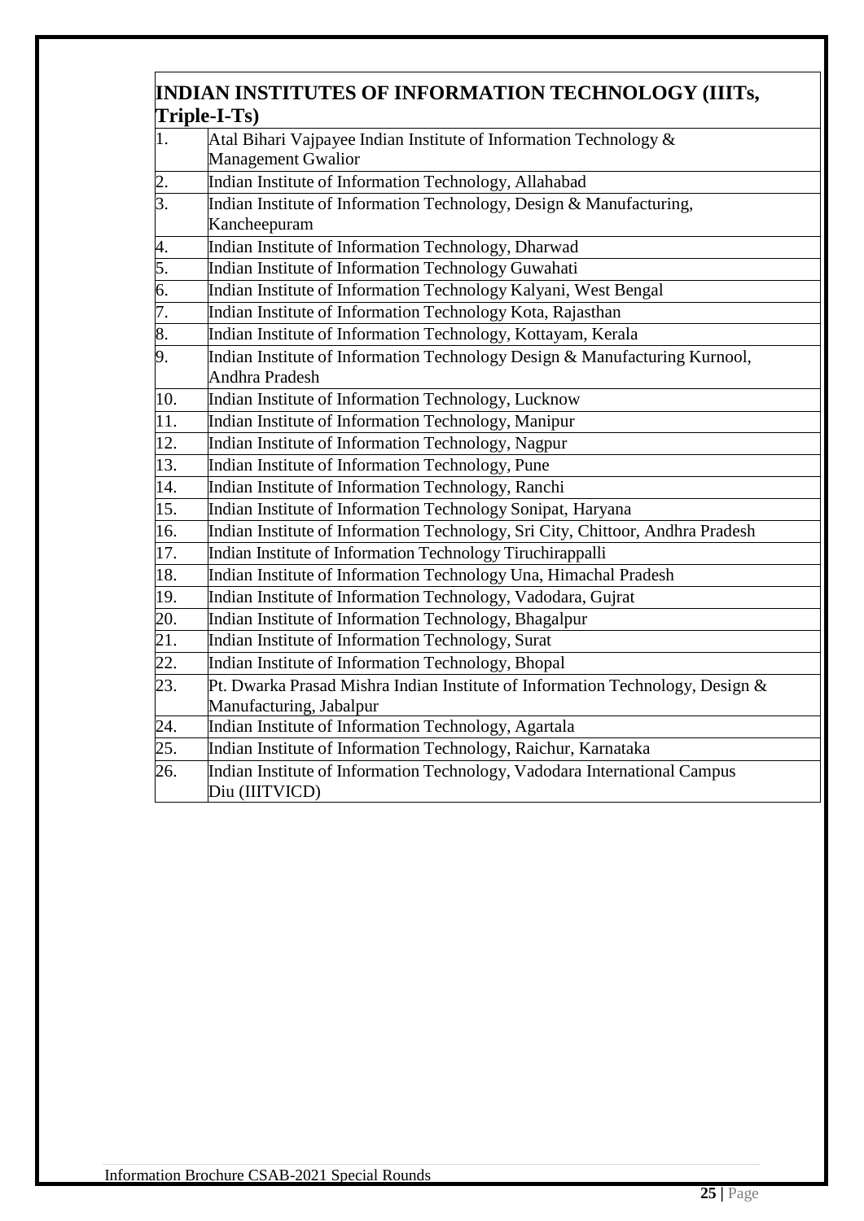| INDIAN INSTITUTES OF INFORMATION TECHNOLOGY (IIITs, Triple-I-Ts) | |
|---|---|
| 1. | Atal Bihari Vajpayee Indian Institute of Information Technology & Management Gwalior |
| 2. | Indian Institute of Information Technology, Allahabad |
| 3. | Indian Institute of Information Technology, Design & Manufacturing, Kancheepuram |
| 4. | Indian Institute of Information Technology, Dharwad |
| 5. | Indian Institute of Information Technology Guwahati |
| 6. | Indian Institute of Information Technology Kalyani, West Bengal |
| 7. | Indian Institute of Information Technology Kota, Rajasthan |
| 8. | Indian Institute of Information Technology, Kottayam, Kerala |
| 9. | Indian Institute of Information Technology Design & Manufacturing Kurnool, Andhra Pradesh |
| 10. | Indian Institute of Information Technology, Lucknow |
| 11. | Indian Institute of Information Technology, Manipur |
| 12. | Indian Institute of Information Technology, Nagpur |
| 13. | Indian Institute of Information Technology, Pune |
| 14. | Indian Institute of Information Technology, Ranchi |
| 15. | Indian Institute of Information Technology Sonipat, Haryana |
| 16. | Indian Institute of Information Technology, Sri City, Chittoor, Andhra Pradesh |
| 17. | Indian Institute of Information Technology Tiruchirappalli |
| 18. | Indian Institute of Information Technology Una, Himachal Pradesh |
| 19. | Indian Institute of Information Technology, Vadodara, Gujrat |
| 20. | Indian Institute of Information Technology, Bhagalpur |
| 21. | Indian Institute of Information Technology, Surat |
| 22. | Indian Institute of Information Technology, Bhopal |
| 23. | Pt. Dwarka Prasad Mishra Indian Institute of Information Technology, Design & Manufacturing, Jabalpur |
| 24. | Indian Institute of Information Technology, Agartala |
| 25. | Indian Institute of Information Technology, Raichur, Karnataka |
| 26. | Indian Institute of Information Technology, Vadodara International Campus Diu (IIITVICD) |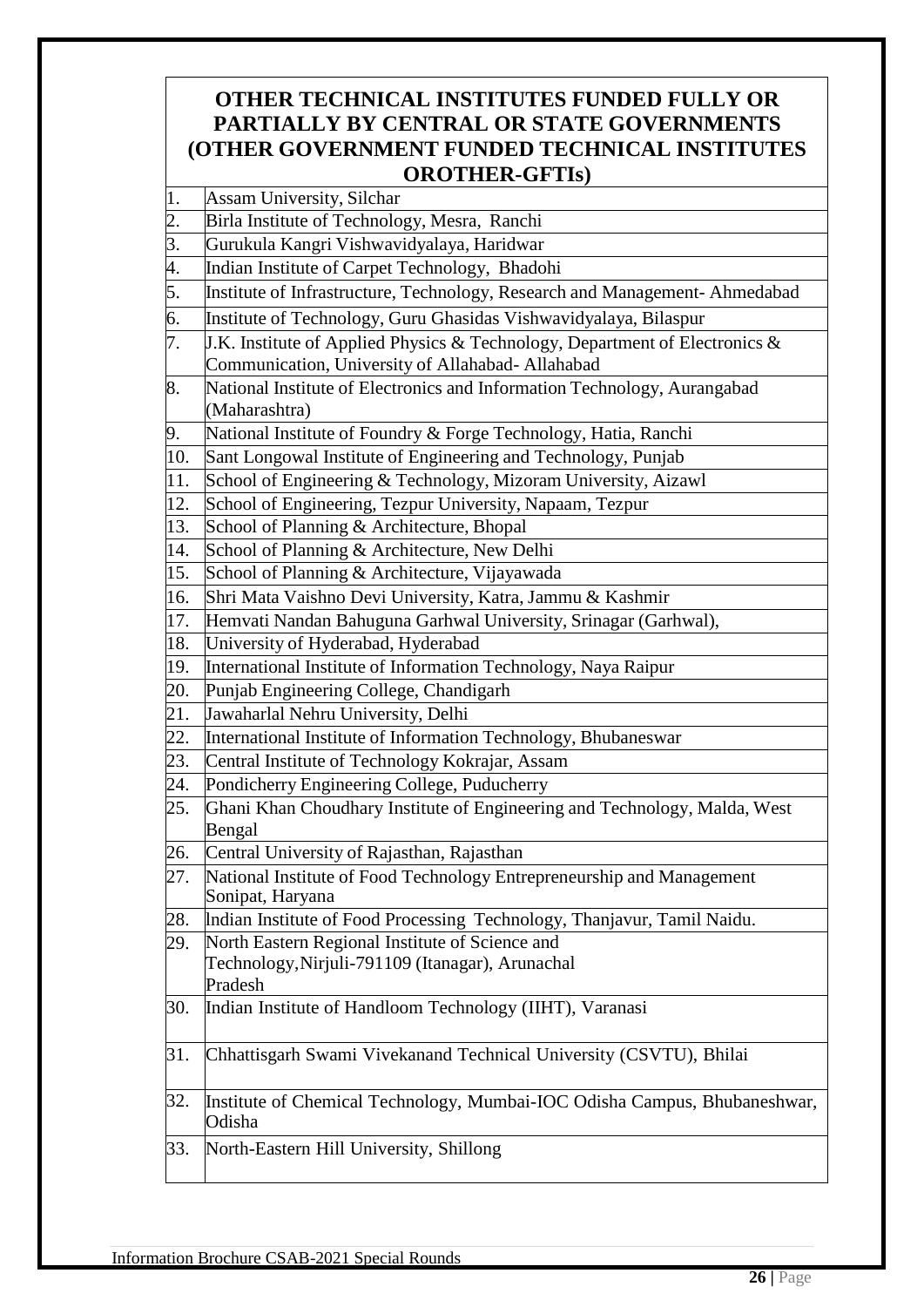## OTHER TECHNICAL INSTITUTES FUNDED FULLY OR PARTIALLY BY CENTRAL OR STATE GOVERNMENTS (OTHER GOVERNMENT FUNDED TECHNICAL INSTITUTES OROTHER-GFTIs)

| | |
|---|---|
| 1. | Assam University, Silchar |
| 2. | Birla Institute of Technology, Mesra, Ranchi |
| 3. | Gurukula Kangri Vishwavidyalaya, Haridwar |
| 4. | Indian Institute of Carpet Technology, Bhadohi |
| 5. | Institute of Infrastructure, Technology, Research and Management- Ahmedabad |
| 6. | Institute of Technology, Guru Ghasidas Vishwavidyalaya, Bilaspur |
| 7. | J.K. Institute of Applied Physics & Technology, Department of Electronics & Communication, University of Allahabad- Allahabad |
| 8. | National Institute of Electronics and Information Technology, Aurangabad (Maharashtra) |
| 9. | National Institute of Foundry & Forge Technology, Hatia, Ranchi |
| 10. | Sant Longowal Institute of Engineering and Technology, Punjab |
| 11. | School of Engineering & Technology, Mizoram University, Aizawl |
| 12. | School of Engineering, Tezpur University, Napaam, Tezpur |
| 13. | School of Planning & Architecture, Bhopal |
| 14. | School of Planning & Architecture, New Delhi |
| 15. | School of Planning & Architecture, Vijayawada |
| 16. | Shri Mata Vaishno Devi University, Katra, Jammu & Kashmir |
| 17. | Hemvati Nandan Bahuguna Garhwal University, Srinagar (Garhwal), |
| 18. | University of Hyderabad, Hyderabad |
| 19. | International Institute of Information Technology, Naya Raipur |
| 20. | Punjab Engineering College, Chandigarh |
| 21. | Jawaharlal Nehru University, Delhi |
| 22. | International Institute of Information Technology, Bhubaneswar |
| 23. | Central Institute of Technology Kokrajar, Assam |
| 24. | Pondicherry Engineering College, Puducherry |
| 25. | Ghani Khan Choudhary Institute of Engineering and Technology, Malda, West Bengal |
| 26. | Central University of Rajasthan, Rajasthan |
| 27. | National Institute of Food Technology Entrepreneurship and Management Sonipat, Haryana |
| 28. | Indian Institute of Food Processing Technology, Thanjavur, Tamil Naidu. |
| 29. | North Eastern Regional Institute of Science and Technology,Nirjuli-791109 (Itanagar), Arunachal Pradesh |
| 30. | Indian Institute of Handloom Technology (IIHT), Varanasi |
| 31. | Chhattisgarh Swami Vivekanand Technical University (CSVTU), Bhilai |
| 32. | Institute of Chemical Technology, Mumbai-IOC Odisha Campus, Bhubaneshwar, Odisha |
| 33. | North-Eastern Hill University, Shillong |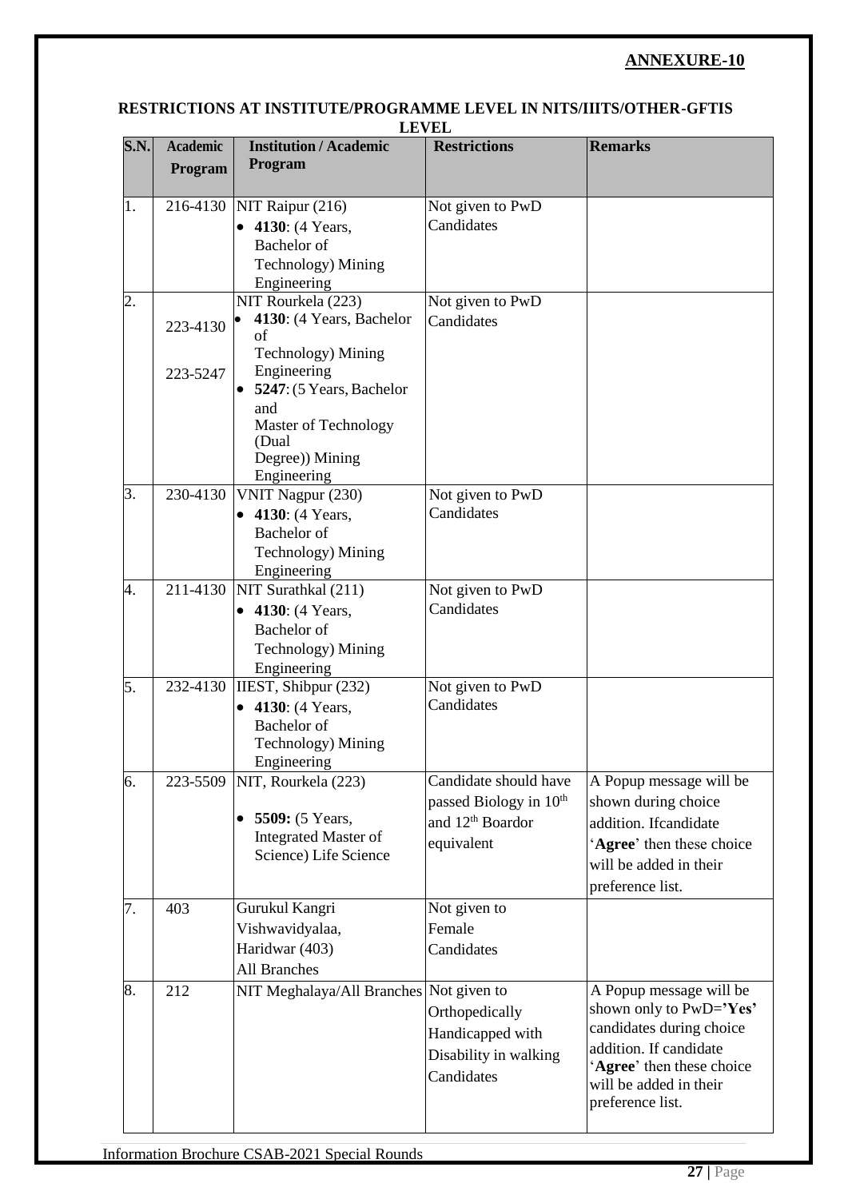**ANNEXURE-10**

## RESTRICTIONS AT INSTITUTE/PROGRAMME LEVEL IN NITS/IIITS/OTHER-GFTIS LEVEL

| S.N. | Academic Program | Institution / Academic Program | Restrictions | Remarks |
|---|---|---|---|---|
| 1. | 216-4130 | NIT Raipur (216)<br>• **4130**: (4 Years, Bachelor of Technology) Mining Engineering | Not given to PwD Candidates | |
| 2. | 223-4130<br>223-5247 | NIT Rourkela (223)<br>• **4130**: (4 Years, Bachelor of Technology) Mining Engineering<br>• **5247**: (5 Years, Bachelor and Master of Technology (Dual Degree)) Mining Engineering | Not given to PwD Candidates | |
| 3. | 230-4130 | VNIT Nagpur (230)<br>• **4130**: (4 Years, Bachelor of Technology) Mining Engineering | Not given to PwD Candidates | |
| 4. | 211-4130 | NIT Surathkal (211)<br>• **4130**: (4 Years, Bachelor of Technology) Mining Engineering | Not given to PwD Candidates | |
| 5. | 232-4130 | IIEST, Shibpur (232)<br>• **4130**: (4 Years, Bachelor of Technology) Mining Engineering | Not given to PwD Candidates | |
| 6. | 223-5509 | NIT, Rourkela (223)<br>• **5509:** (5 Years, Integrated Master of Science) Life Science | Candidate should have passed Biology in 10th and 12th Boardor equivalent | A Popup message will be shown during choice addition. Ifcandidate '**Agree**' then these choice will be added in their preference list. |
| 7. | 403 | Gurukul Kangri Vishwavidyalaa, Haridwar (403)<br>All Branches | Not given to Female Candidates | |
| 8. | 212 | NIT Meghalaya/All Branches | Not given to Orthopedically Handicapped with Disability in walking Candidates | A Popup message will be shown only to PwD=**'Yes'** candidates during choice addition. If candidate '**Agree**' then these choice will be added in their preference list. |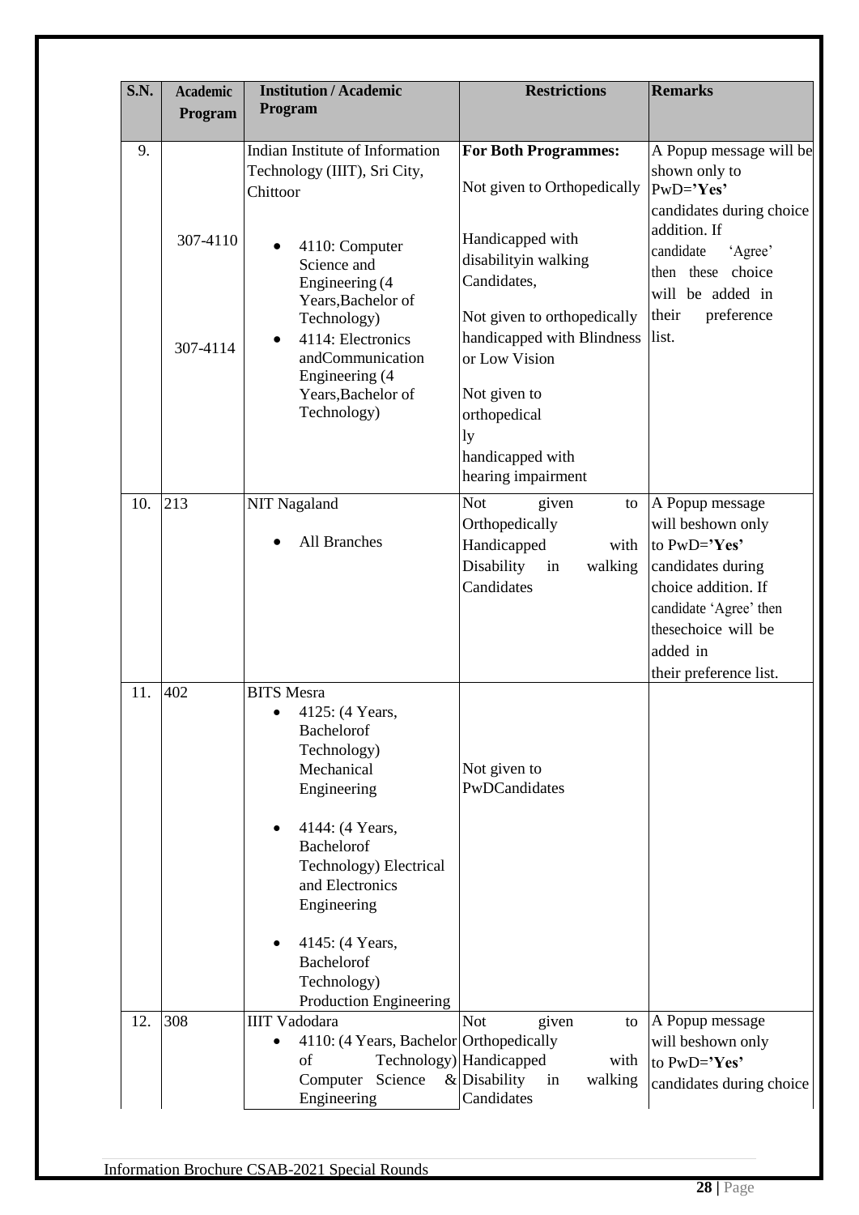| S.N. | Academic Program | Institution / Academic Program | Restrictions | Remarks |
|---|---|---|---|---|
| 9. | 307-4110<br><br>307-4114 | Indian Institute of Information Technology (IIIT), Sri City, Chittoor<br><br>• 4110: Computer Science and Engineering (4 Years,Bachelor of Technology)<br>• 4114: Electronics andCommunication Engineering (4 Years,Bachelor of Technology) | **For Both Programmes:**<br><br>Not given to Orthopedically Handicapped with disabilityin walking Candidates,<br><br>Not given to orthopedically handicapped with Blindness or Low Vision<br><br>Not given to orthopedically handicapped with hearing impairment | A Popup message will be shown only to PwD=**'Yes'** candidates during choice addition. If candidate 'Agree' then these choice will be added in their preference list. |
| 10. | 213 | NIT Nagaland<br><br>• All Branches | Not given to Orthopedically Handicapped with Disability in walking Candidates | A Popup message will beshown only to PwD=**'Yes'** candidates during choice addition. If candidate 'Agree' then thesechoice will be added in their preference list. |
| 11. | 402 | BITS Mesra<br>• 4125: (4 Years, Bachelorof Technology) Mechanical Engineering<br><br>• 4144: (4 Years, Bachelorof Technology) Electrical and Electronics Engineering<br><br>• 4145: (4 Years, Bachelorof Technology) Production Engineering | Not given to PwDCandidates | |
| 12. | 308 | IIIT Vadodara<br>• 4110: (4 Years, Bachelor of Technology) Computer Science & Engineering | Not given to Orthopedically Handicapped with Disability in walking Candidates | A Popup message will beshown only to PwD=**'Yes'** candidates during choice |

Information Brochure CSAB-2021 Special Rounds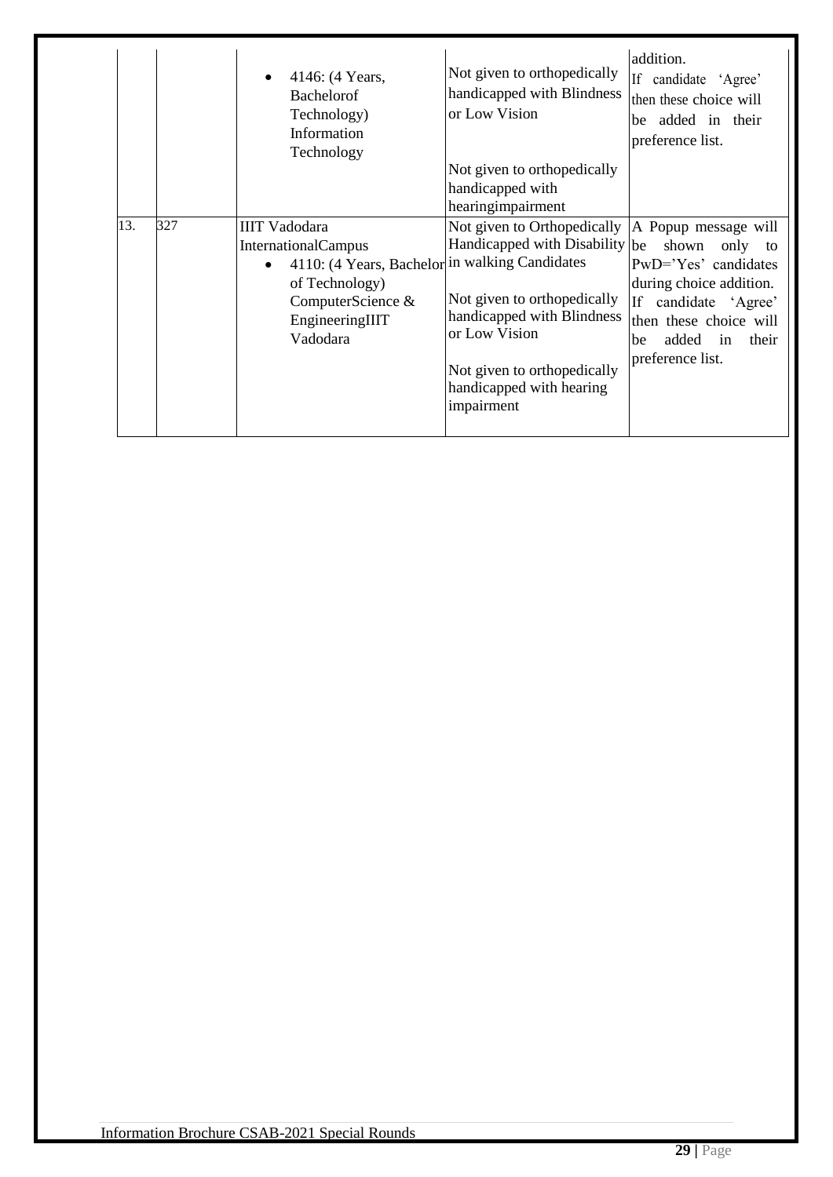| | | | | |
|---|---|---|---|---|
| | | • 4146: (4 Years, Bachelorof Technology) Information Technology | Not given to orthopedically handicapped with Blindness or Low Vision<br><br>Not given to orthopedically handicapped with hearingimpairment | addition.<br>If candidate 'Agree' then these choice will be added in their preference list. |
| 13. | 327 | IIIT Vadodara InternationalCampus<br>• 4110: (4 Years, Bachelor of Technology) ComputerScience & EngineeringIIIT Vadodara | Not given to Orthopedically Handicapped with Disability in walking Candidates<br><br>Not given to orthopedically handicapped with Blindness or Low Vision<br><br>Not given to orthopedically handicapped with hearing impairment | A Popup message will be shown only to PwD='Yes' candidates during choice addition. If candidate 'Agree' then these choice will be added in their preference list. |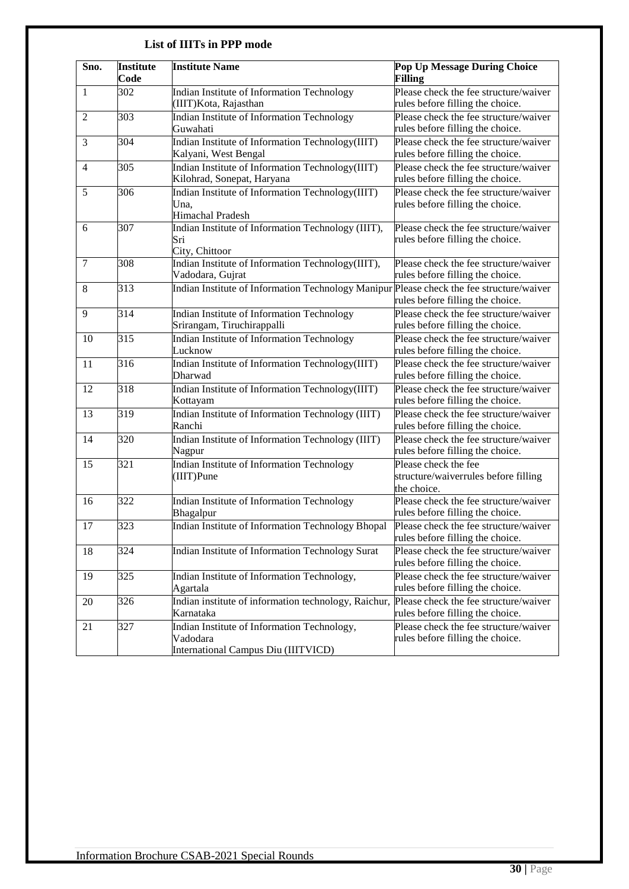**List of IIITs in PPP mode**

| Sno. | Institute Code | Institute Name | Pop Up Message During Choice Filling |
|---|---|---|---|
| 1 | 302 | Indian Institute of Information Technology (IIIT)Kota, Rajasthan | Please check the fee structure/waiver rules before filling the choice. |
| 2 | 303 | Indian Institute of Information Technology Guwahati | Please check the fee structure/waiver rules before filling the choice. |
| 3 | 304 | Indian Institute of Information Technology(IIIT) Kalyani, West Bengal | Please check the fee structure/waiver rules before filling the choice. |
| 4 | 305 | Indian Institute of Information Technology(IIIT) Kilohrad, Sonepat, Haryana | Please check the fee structure/waiver rules before filling the choice. |
| 5 | 306 | Indian Institute of Information Technology(IIIT) Una, Himachal Pradesh | Please check the fee structure/waiver rules before filling the choice. |
| 6 | 307 | Indian Institute of Information Technology (IIIT), Sri City, Chittoor | Please check the fee structure/waiver rules before filling the choice. |
| 7 | 308 | Indian Institute of Information Technology(IIIT), Vadodara, Gujrat | Please check the fee structure/waiver rules before filling the choice. |
| 8 | 313 | Indian Institute of Information Technology Manipur | Please check the fee structure/waiver rules before filling the choice. |
| 9 | 314 | Indian Institute of Information Technology Srirangam, Tiruchirappalli | Please check the fee structure/waiver rules before filling the choice. |
| 10 | 315 | Indian Institute of Information Technology Lucknow | Please check the fee structure/waiver rules before filling the choice. |
| 11 | 316 | Indian Institute of Information Technology(IIIT) Dharwad | Please check the fee structure/waiver rules before filling the choice. |
| 12 | 318 | Indian Institute of Information Technology(IIIT) Kottayam | Please check the fee structure/waiver rules before filling the choice. |
| 13 | 319 | Indian Institute of Information Technology (IIIT) Ranchi | Please check the fee structure/waiver rules before filling the choice. |
| 14 | 320 | Indian Institute of Information Technology (IIIT) Nagpur | Please check the fee structure/waiver rules before filling the choice. |
| 15 | 321 | Indian Institute of Information Technology (IIIT)Pune | Please check the fee structure/waiverrules before filling the choice. |
| 16 | 322 | Indian Institute of Information Technology Bhagalpur | Please check the fee structure/waiver rules before filling the choice. |
| 17 | 323 | Indian Institute of Information Technology Bhopal | Please check the fee structure/waiver rules before filling the choice. |
| 18 | 324 | Indian Institute of Information Technology Surat | Please check the fee structure/waiver rules before filling the choice. |
| 19 | 325 | Indian Institute of Information Technology, Agartala | Please check the fee structure/waiver rules before filling the choice. |
| 20 | 326 | Indian institute of information technology, Raichur, Karnataka | Please check the fee structure/waiver rules before filling the choice. |
| 21 | 327 | Indian Institute of Information Technology, Vadodara International Campus Diu (IIITVICD) | Please check the fee structure/waiver rules before filling the choice. |